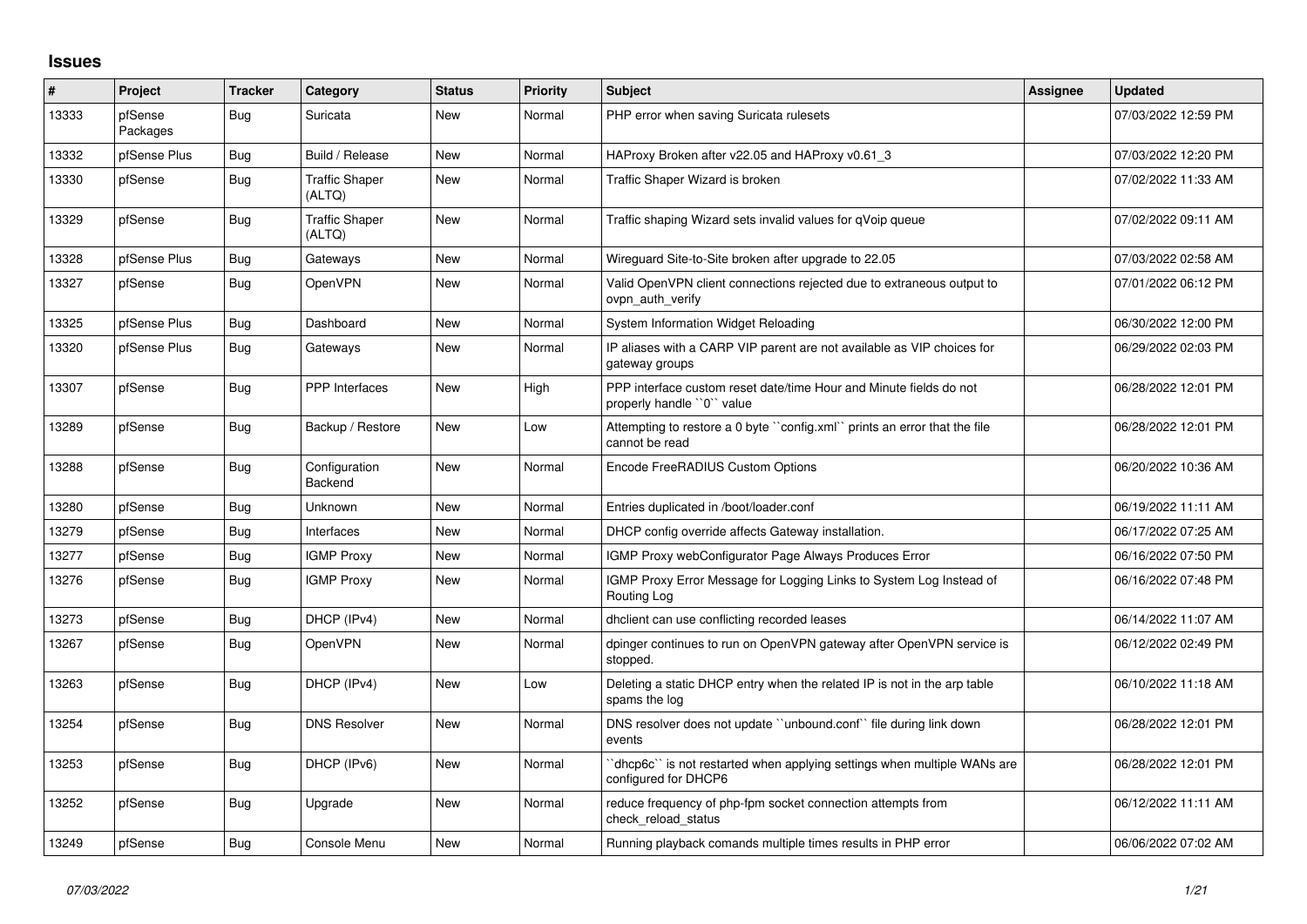# Issues

| # | Project | Tracker | Category | Status | Priority | Subject | Assignee | Updated |
|---|---|---|---|---|---|---|---|---|
| 13333 | pfSense Packages | Bug | Suricata | New | Normal | PHP error when saving Suricata rulesets | | 07/03/2022 12:59 PM |
| 13332 | pfSense Plus | Bug | Build / Release | New | Normal | HAProxy Broken after v22.05 and HAProxy v0.61_3 | | 07/03/2022 12:20 PM |
| 13330 | pfSense | Bug | Traffic Shaper (ALTQ) | New | Normal | Traffic Shaper Wizard is broken | | 07/02/2022 11:33 AM |
| 13329 | pfSense | Bug | Traffic Shaper (ALTQ) | New | Normal | Traffic shaping Wizard sets invalid values for qVoip queue | | 07/02/2022 09:11 AM |
| 13328 | pfSense Plus | Bug | Gateways | New | Normal | Wireguard Site-to-Site broken after upgrade to 22.05 | | 07/03/2022 02:58 AM |
| 13327 | pfSense | Bug | OpenVPN | New | Normal | Valid OpenVPN client connections rejected due to extraneous output to ovpn_auth_verify | | 07/01/2022 06:12 PM |
| 13325 | pfSense Plus | Bug | Dashboard | New | Normal | System Information Widget Reloading | | 06/30/2022 12:00 PM |
| 13320 | pfSense Plus | Bug | Gateways | New | Normal | IP aliases with a CARP VIP parent are not available as VIP choices for gateway groups | | 06/29/2022 02:03 PM |
| 13307 | pfSense | Bug | PPP Interfaces | New | High | PPP interface custom reset date/time Hour and Minute fields do not properly handle ``0`` value | | 06/28/2022 12:01 PM |
| 13289 | pfSense | Bug | Backup / Restore | New | Low | Attempting to restore a 0 byte ``config.xml`` prints an error that the file cannot be read | | 06/28/2022 12:01 PM |
| 13288 | pfSense | Bug | Configuration Backend | New | Normal | Encode FreeRADIUS Custom Options | | 06/20/2022 10:36 AM |
| 13280 | pfSense | Bug | Unknown | New | Normal | Entries duplicated in /boot/loader.conf | | 06/19/2022 11:11 AM |
| 13279 | pfSense | Bug | Interfaces | New | Normal | DHCP config override affects Gateway installation. | | 06/17/2022 07:25 AM |
| 13277 | pfSense | Bug | IGMP Proxy | New | Normal | IGMP Proxy webConfigurator Page Always Produces Error | | 06/16/2022 07:50 PM |
| 13276 | pfSense | Bug | IGMP Proxy | New | Normal | IGMP Proxy Error Message for Logging Links to System Log Instead of Routing Log | | 06/16/2022 07:48 PM |
| 13273 | pfSense | Bug | DHCP (IPv4) | New | Normal | dhclient can use conflicting recorded leases | | 06/14/2022 11:07 AM |
| 13267 | pfSense | Bug | OpenVPN | New | Normal | dpinger continues to run on OpenVPN gateway after OpenVPN service is stopped. | | 06/12/2022 02:49 PM |
| 13263 | pfSense | Bug | DHCP (IPv4) | New | Low | Deleting a static DHCP entry when the related IP is not in the arp table spams the log | | 06/10/2022 11:18 AM |
| 13254 | pfSense | Bug | DNS Resolver | New | Normal | DNS resolver does not update ``unbound.conf`` file during link down events | | 06/28/2022 12:01 PM |
| 13253 | pfSense | Bug | DHCP (IPv6) | New | Normal | ``dhcp6c`` is not restarted when applying settings when multiple WANs are configured for DHCP6 | | 06/28/2022 12:01 PM |
| 13252 | pfSense | Bug | Upgrade | New | Normal | reduce frequency of php-fpm socket connection attempts from check_reload_status | | 06/12/2022 11:11 AM |
| 13249 | pfSense | Bug | Console Menu | New | Normal | Running playback comands multiple times results in PHP error | | 06/06/2022 07:02 AM |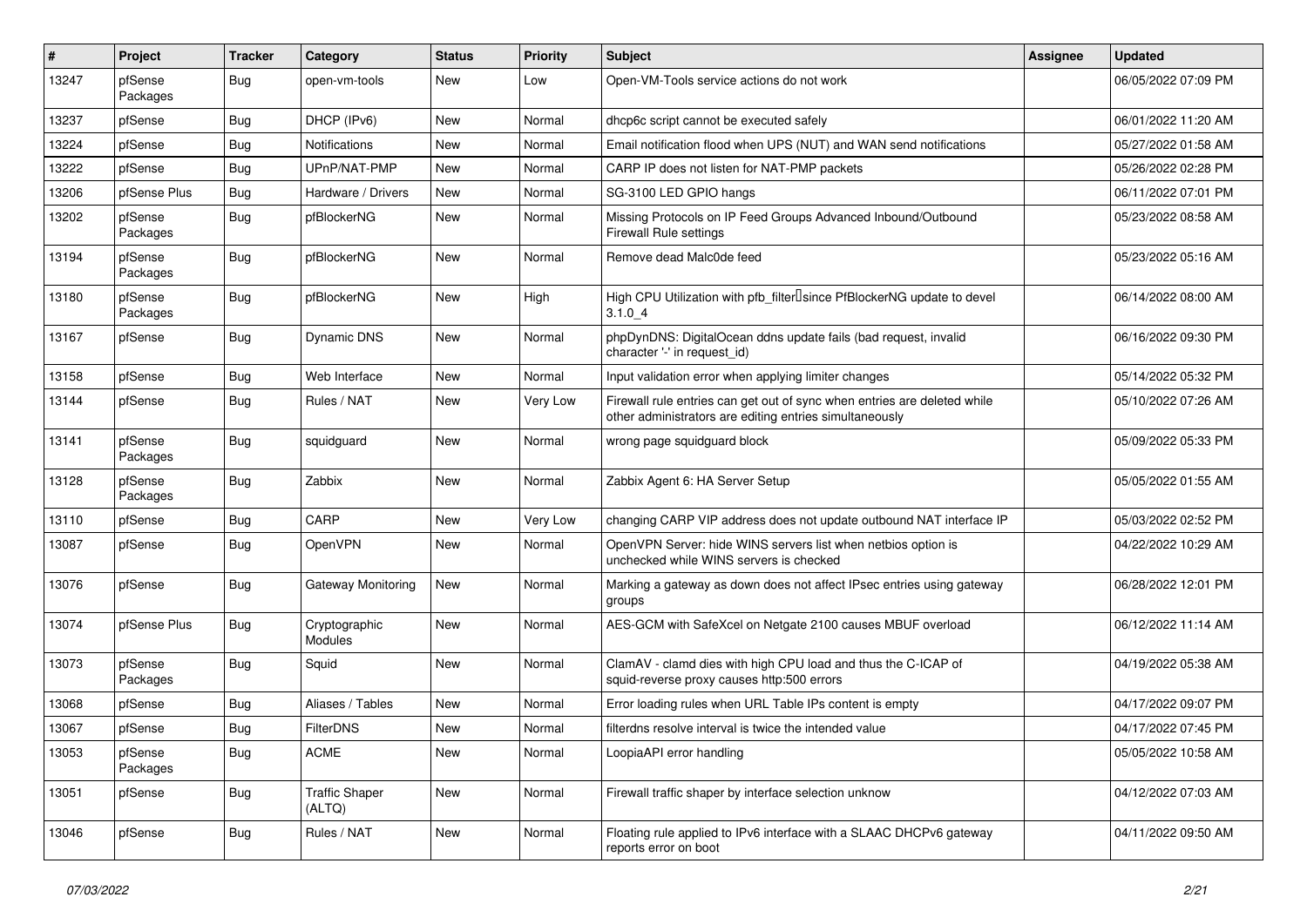| # | Project | Tracker | Category | Status | Priority | Subject | Assignee | Updated |
|---|---|---|---|---|---|---|---|---|
| 13247 | pfSense Packages | Bug | open-vm-tools | New | Low | Open-VM-Tools service actions do not work | | 06/05/2022 07:09 PM |
| 13237 | pfSense | Bug | DHCP (IPv6) | New | Normal | dhcp6c script cannot be executed safely | | 06/01/2022 11:20 AM |
| 13224 | pfSense | Bug | Notifications | New | Normal | Email notification flood when UPS (NUT) and WAN send notifications | | 05/27/2022 01:58 AM |
| 13222 | pfSense | Bug | UPnP/NAT-PMP | New | Normal | CARP IP does not listen for NAT-PMP packets | | 05/26/2022 02:28 PM |
| 13206 | pfSense Plus | Bug | Hardware / Drivers | New | Normal | SG-3100 LED GPIO hangs | | 06/11/2022 07:01 PM |
| 13202 | pfSense Packages | Bug | pfBlockerNG | New | Normal | Missing Protocols on IP Feed Groups Advanced Inbound/Outbound Firewall Rule settings | | 05/23/2022 08:58 AM |
| 13194 | pfSense Packages | Bug | pfBlockerNG | New | Normal | Remove dead Malc0de feed | | 05/23/2022 05:16 AM |
| 13180 | pfSense Packages | Bug | pfBlockerNG | New | High | High CPU Utilization with pfb_filter since PfBlockerNG update to devel 3.1.0_4 | | 06/14/2022 08:00 AM |
| 13167 | pfSense | Bug | Dynamic DNS | New | Normal | phpDynDNS: DigitalOcean ddns update fails (bad request, invalid character '-' in request_id) | | 06/16/2022 09:30 PM |
| 13158 | pfSense | Bug | Web Interface | New | Normal | Input validation error when applying limiter changes | | 05/14/2022 05:32 PM |
| 13144 | pfSense | Bug | Rules / NAT | New | Very Low | Firewall rule entries can get out of sync when entries are deleted while other administrators are editing entries simultaneously | | 05/10/2022 07:26 AM |
| 13141 | pfSense Packages | Bug | squidguard | New | Normal | wrong page squidguard block | | 05/09/2022 05:33 PM |
| 13128 | pfSense Packages | Bug | Zabbix | New | Normal | Zabbix Agent 6: HA Server Setup | | 05/05/2022 01:55 AM |
| 13110 | pfSense | Bug | CARP | New | Very Low | changing CARP VIP address does not update outbound NAT interface IP | | 05/03/2022 02:52 PM |
| 13087 | pfSense | Bug | OpenVPN | New | Normal | OpenVPN Server: hide WINS servers list when netbios option is unchecked while WINS servers is checked | | 04/22/2022 10:29 AM |
| 13076 | pfSense | Bug | Gateway Monitoring | New | Normal | Marking a gateway as down does not affect IPsec entries using gateway groups | | 06/28/2022 12:01 PM |
| 13074 | pfSense Plus | Bug | Cryptographic Modules | New | Normal | AES-GCM with SafeXcel on Netgate 2100 causes MBUF overload | | 06/12/2022 11:14 AM |
| 13073 | pfSense Packages | Bug | Squid | New | Normal | ClamAV - clamd dies with high CPU load and thus the C-ICAP of squid-reverse proxy causes http:500 errors | | 04/19/2022 05:38 AM |
| 13068 | pfSense | Bug | Aliases / Tables | New | Normal | Error loading rules when URL Table IPs content is empty | | 04/17/2022 09:07 PM |
| 13067 | pfSense | Bug | FilterDNS | New | Normal | filterdns resolve interval is twice the intended value | | 04/17/2022 07:45 PM |
| 13053 | pfSense Packages | Bug | ACME | New | Normal | LoopiaAPI error handling | | 05/05/2022 10:58 AM |
| 13051 | pfSense | Bug | Traffic Shaper (ALTQ) | New | Normal | Firewall traffic shaper by interface selection unknow | | 04/12/2022 07:03 AM |
| 13046 | pfSense | Bug | Rules / NAT | New | Normal | Floating rule applied to IPv6 interface with a SLAAC DHCPv6 gateway reports error on boot | | 04/11/2022 09:50 AM |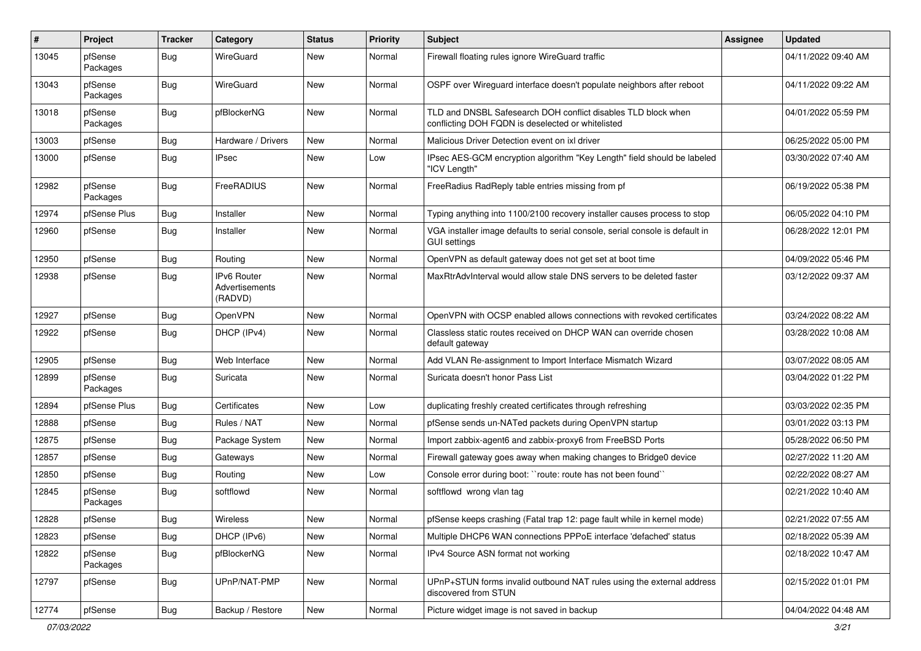| # | Project | Tracker | Category | Status | Priority | Subject | Assignee | Updated |
|---|---|---|---|---|---|---|---|---|
| 13045 | pfSense Packages | Bug | WireGuard | New | Normal | Firewall floating rules ignore WireGuard traffic | | 04/11/2022 09:40 AM |
| 13043 | pfSense Packages | Bug | WireGuard | New | Normal | OSPF over Wireguard interface doesn't populate neighbors after reboot | | 04/11/2022 09:22 AM |
| 13018 | pfSense Packages | Bug | pfBlockerNG | New | Normal | TLD and DNSBL Safesearch DOH conflict disables TLD block when conflicting DOH FQDN is deselected or whitelisted | | 04/01/2022 05:59 PM |
| 13003 | pfSense | Bug | Hardware / Drivers | New | Normal | Malicious Driver Detection event on ixl driver | | 06/25/2022 05:00 PM |
| 13000 | pfSense | Bug | IPsec | New | Low | IPsec AES-GCM encryption algorithm "Key Length" field should be labeled "ICV Length" | | 03/30/2022 07:40 AM |
| 12982 | pfSense Packages | Bug | FreeRADIUS | New | Normal | FreeRadius RadReply table entries missing from pf | | 06/19/2022 05:38 PM |
| 12974 | pfSense Plus | Bug | Installer | New | Normal | Typing anything into 1100/2100 recovery installer causes process to stop | | 06/05/2022 04:10 PM |
| 12960 | pfSense | Bug | Installer | New | Normal | VGA installer image defaults to serial console, serial console is default in GUI settings | | 06/28/2022 12:01 PM |
| 12950 | pfSense | Bug | Routing | New | Normal | OpenVPN as default gateway does not get set at boot time | | 04/09/2022 05:46 PM |
| 12938 | pfSense | Bug | IPv6 Router Advertisements (RADVD) | New | Normal | MaxRtrAdvInterval would allow stale DNS servers to be deleted faster | | 03/12/2022 09:37 AM |
| 12927 | pfSense | Bug | OpenVPN | New | Normal | OpenVPN with OCSP enabled allows connections with revoked certificates | | 03/24/2022 08:22 AM |
| 12922 | pfSense | Bug | DHCP (IPv4) | New | Normal | Classless static routes received on DHCP WAN can override chosen default gateway | | 03/28/2022 10:08 AM |
| 12905 | pfSense | Bug | Web Interface | New | Normal | Add VLAN Re-assignment to Import Interface Mismatch Wizard | | 03/07/2022 08:05 AM |
| 12899 | pfSense Packages | Bug | Suricata | New | Normal | Suricata doesn't honor Pass List | | 03/04/2022 01:22 PM |
| 12894 | pfSense Plus | Bug | Certificates | New | Low | duplicating freshly created certificates through refreshing | | 03/03/2022 02:35 PM |
| 12888 | pfSense | Bug | Rules / NAT | New | Normal | pfSense sends un-NATed packets during OpenVPN startup | | 03/01/2022 03:13 PM |
| 12875 | pfSense | Bug | Package System | New | Normal | Import zabbix-agent6 and zabbix-proxy6 from FreeBSD Ports | | 05/28/2022 06:50 PM |
| 12857 | pfSense | Bug | Gateways | New | Normal | Firewall gateway goes away when making changes to Bridge0 device | | 02/27/2022 11:20 AM |
| 12850 | pfSense | Bug | Routing | New | Low | Console error during boot: ``route: route has not been found`` | | 02/22/2022 08:27 AM |
| 12845 | pfSense Packages | Bug | softflowd | New | Normal | softflowd wrong vlan tag | | 02/21/2022 10:40 AM |
| 12828 | pfSense | Bug | Wireless | New | Normal | pfSense keeps crashing (Fatal trap 12: page fault while in kernel mode) | | 02/21/2022 07:55 AM |
| 12823 | pfSense | Bug | DHCP (IPv6) | New | Normal | Multiple DHCP6 WAN connections PPPoE interface 'defached' status | | 02/18/2022 05:39 AM |
| 12822 | pfSense Packages | Bug | pfBlockerNG | New | Normal | IPv4 Source ASN format not working | | 02/18/2022 10:47 AM |
| 12797 | pfSense | Bug | UPnP/NAT-PMP | New | Normal | UPnP+STUN forms invalid outbound NAT rules using the external address discovered from STUN | | 02/15/2022 01:01 PM |
| 12774 | pfSense | Bug | Backup / Restore | New | Normal | Picture widget image is not saved in backup | | 04/04/2022 04:48 AM |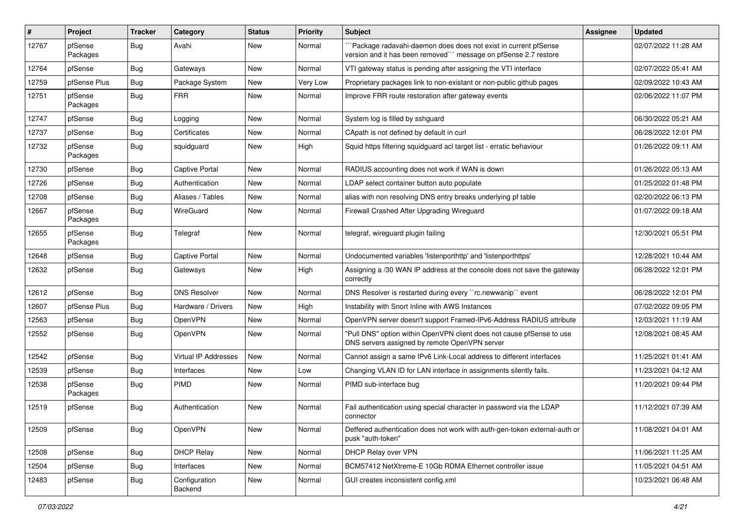| # | Project | Tracker | Category | Status | Priority | Subject | Assignee | Updated |
|---|---|---|---|---|---|---|---|---|
| 12767 | pfSense Packages | Bug | Avahi | New | Normal | ```Package radavahi-daemon does does not exist in current pfSense version and it has been removed``` message on pfSense 2.7 restore | | 02/07/2022 11:28 AM |
| 12764 | pfSense | Bug | Gateways | New | Normal | VTI gateway status is pending after assigning the VTI interface | | 02/07/2022 05:41 AM |
| 12759 | pfSense Plus | Bug | Package System | New | Very Low | Proprietary packages link to non-existant or non-public github pages | | 02/09/2022 10:43 AM |
| 12751 | pfSense Packages | Bug | FRR | New | Normal | Improve FRR route restoration after gateway events | | 02/06/2022 11:07 PM |
| 12747 | pfSense | Bug | Logging | New | Normal | System log is filled by sshguard | | 06/30/2022 05:21 AM |
| 12737 | pfSense | Bug | Certificates | New | Normal | CApath is not defined by default in curl | | 06/28/2022 12:01 PM |
| 12732 | pfSense Packages | Bug | squidguard | New | High | Squid https filtering squidguard acl target list - erratic behaviour | | 01/26/2022 09:11 AM |
| 12730 | pfSense | Bug | Captive Portal | New | Normal | RADIUS accounting does not work if WAN is down | | 01/26/2022 05:13 AM |
| 12726 | pfSense | Bug | Authentication | New | Normal | LDAP select container button auto populate | | 01/25/2022 01:48 PM |
| 12708 | pfSense | Bug | Aliases / Tables | New | Normal | alias with non resolving DNS entry breaks underlying pf table | | 02/20/2022 06:13 PM |
| 12667 | pfSense Packages | Bug | WireGuard | New | Normal | Firewall Crashed After Upgrading Wireguard | | 01/07/2022 09:18 AM |
| 12655 | pfSense Packages | Bug | Telegraf | New | Normal | telegraf, wireguard plugin failing | | 12/30/2021 05:51 PM |
| 12648 | pfSense | Bug | Captive Portal | New | Normal | Undocumented variables 'listenporthttp' and 'listenporthttps' | | 12/28/2021 10:44 AM |
| 12632 | pfSense | Bug | Gateways | New | High | Assigning a /30 WAN IP address at the console does not save the gateway correctly | | 06/28/2022 12:01 PM |
| 12612 | pfSense | Bug | DNS Resolver | New | Normal | DNS Resolver is restarted during every ``rc.newwanip`` event | | 06/28/2022 12:01 PM |
| 12607 | pfSense Plus | Bug | Hardware / Drivers | New | High | Instability with Snort Inline with AWS Instances | | 07/02/2022 09:05 PM |
| 12563 | pfSense | Bug | OpenVPN | New | Normal | OpenVPN server doesn't support Framed-IPv6-Address RADIUS attribute | | 12/03/2021 11:19 AM |
| 12552 | pfSense | Bug | OpenVPN | New | Normal | "Pull DNS" option within OpenVPN client does not cause pfSense to use DNS servers assigned by remote OpenVPN server | | 12/08/2021 08:45 AM |
| 12542 | pfSense | Bug | Virtual IP Addresses | New | Normal | Cannot assign a same IPv6 Link-Local address to different interfaces | | 11/25/2021 01:41 AM |
| 12539 | pfSense | Bug | Interfaces | New | Low | Changing VLAN ID for LAN interface in assignments silently fails. | | 11/23/2021 04:12 AM |
| 12538 | pfSense Packages | Bug | PIMD | New | Normal | PIMD sub-interface bug | | 11/20/2021 09:44 PM |
| 12519 | pfSense | Bug | Authentication | New | Normal | Fail authentication using special character in password via the LDAP connector | | 11/12/2021 07:39 AM |
| 12509 | pfSense | Bug | OpenVPN | New | Normal | Deffered authentication does not work with auth-gen-token external-auth or pusk "auth-token" | | 11/08/2021 04:01 AM |
| 12508 | pfSense | Bug | DHCP Relay | New | Normal | DHCP Relay over VPN | | 11/06/2021 11:25 AM |
| 12504 | pfSense | Bug | Interfaces | New | Normal | BCM57412 NetXtreme-E 10Gb RDMA Ethernet controller issue | | 11/05/2021 04:51 AM |
| 12483 | pfSense | Bug | Configuration Backend | New | Normal | GUI creates inconsistent config.xml | | 10/23/2021 06:48 AM |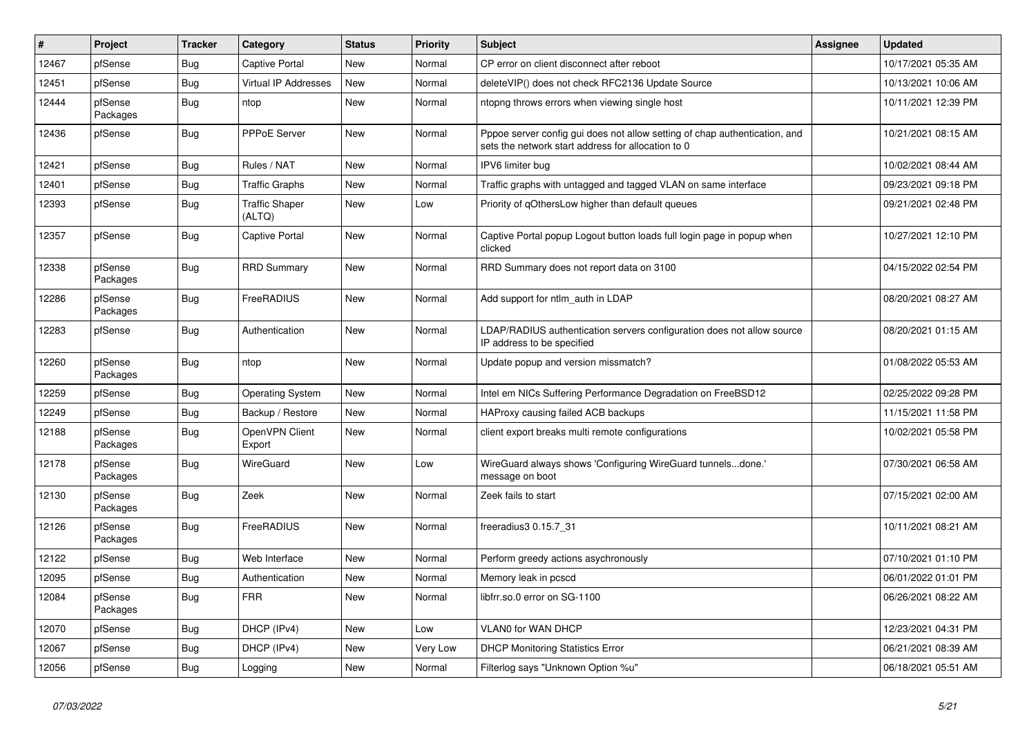| # | Project | Tracker | Category | Status | Priority | Subject | Assignee | Updated |
|---|---|---|---|---|---|---|---|---|
| 12467 | pfSense | Bug | Captive Portal | New | Normal | CP error on client disconnect after reboot | | 10/17/2021 05:35 AM |
| 12451 | pfSense | Bug | Virtual IP Addresses | New | Normal | deleteVIP() does not check RFC2136 Update Source | | 10/13/2021 10:06 AM |
| 12444 | pfSense Packages | Bug | ntop | New | Normal | ntopng throws errors when viewing single host | | 10/11/2021 12:39 PM |
| 12436 | pfSense | Bug | PPPoE Server | New | Normal | Pppoe server config gui does not allow setting of chap authentication, and sets the network start address for allocation to 0 | | 10/21/2021 08:15 AM |
| 12421 | pfSense | Bug | Rules / NAT | New | Normal | IPV6 limiter bug | | 10/02/2021 08:44 AM |
| 12401 | pfSense | Bug | Traffic Graphs | New | Normal | Traffic graphs with untagged and tagged VLAN on same interface | | 09/23/2021 09:18 PM |
| 12393 | pfSense | Bug | Traffic Shaper (ALTQ) | New | Low | Priority of qOthersLow higher than default queues | | 09/21/2021 02:48 PM |
| 12357 | pfSense | Bug | Captive Portal | New | Normal | Captive Portal popup Logout button loads full login page in popup when clicked | | 10/27/2021 12:10 PM |
| 12338 | pfSense Packages | Bug | RRD Summary | New | Normal | RRD Summary does not report data on 3100 | | 04/15/2022 02:54 PM |
| 12286 | pfSense Packages | Bug | FreeRADIUS | New | Normal | Add support for ntlm_auth in LDAP | | 08/20/2021 08:27 AM |
| 12283 | pfSense | Bug | Authentication | New | Normal | LDAP/RADIUS authentication servers configuration does not allow source IP address to be specified | | 08/20/2021 01:15 AM |
| 12260 | pfSense Packages | Bug | ntop | New | Normal | Update popup and version missmatch? | | 01/08/2022 05:53 AM |
| 12259 | pfSense | Bug | Operating System | New | Normal | Intel em NICs Suffering Performance Degradation on FreeBSD12 | | 02/25/2022 09:28 PM |
| 12249 | pfSense | Bug | Backup / Restore | New | Normal | HAProxy causing failed ACB backups | | 11/15/2021 11:58 PM |
| 12188 | pfSense Packages | Bug | OpenVPN Client Export | New | Normal | client export breaks multi remote configurations | | 10/02/2021 05:58 PM |
| 12178 | pfSense Packages | Bug | WireGuard | New | Low | WireGuard always shows 'Configuring WireGuard tunnels...done.' message on boot | | 07/30/2021 06:58 AM |
| 12130 | pfSense Packages | Bug | Zeek | New | Normal | Zeek fails to start | | 07/15/2021 02:00 AM |
| 12126 | pfSense Packages | Bug | FreeRADIUS | New | Normal | freeradius3 0.15.7_31 | | 10/11/2021 08:21 AM |
| 12122 | pfSense | Bug | Web Interface | New | Normal | Perform greedy actions asychronously | | 07/10/2021 01:10 PM |
| 12095 | pfSense | Bug | Authentication | New | Normal | Memory leak in pcscd | | 06/01/2022 01:01 PM |
| 12084 | pfSense Packages | Bug | FRR | New | Normal | libfrr.so.0 error on SG-1100 | | 06/26/2021 08:22 AM |
| 12070 | pfSense | Bug | DHCP (IPv4) | New | Low | VLAN0 for WAN DHCP | | 12/23/2021 04:31 PM |
| 12067 | pfSense | Bug | DHCP (IPv4) | New | Very Low | DHCP Monitoring Statistics Error | | 06/21/2021 08:39 AM |
| 12056 | pfSense | Bug | Logging | New | Normal | Filterlog says "Unknown Option %u" | | 06/18/2021 05:51 AM |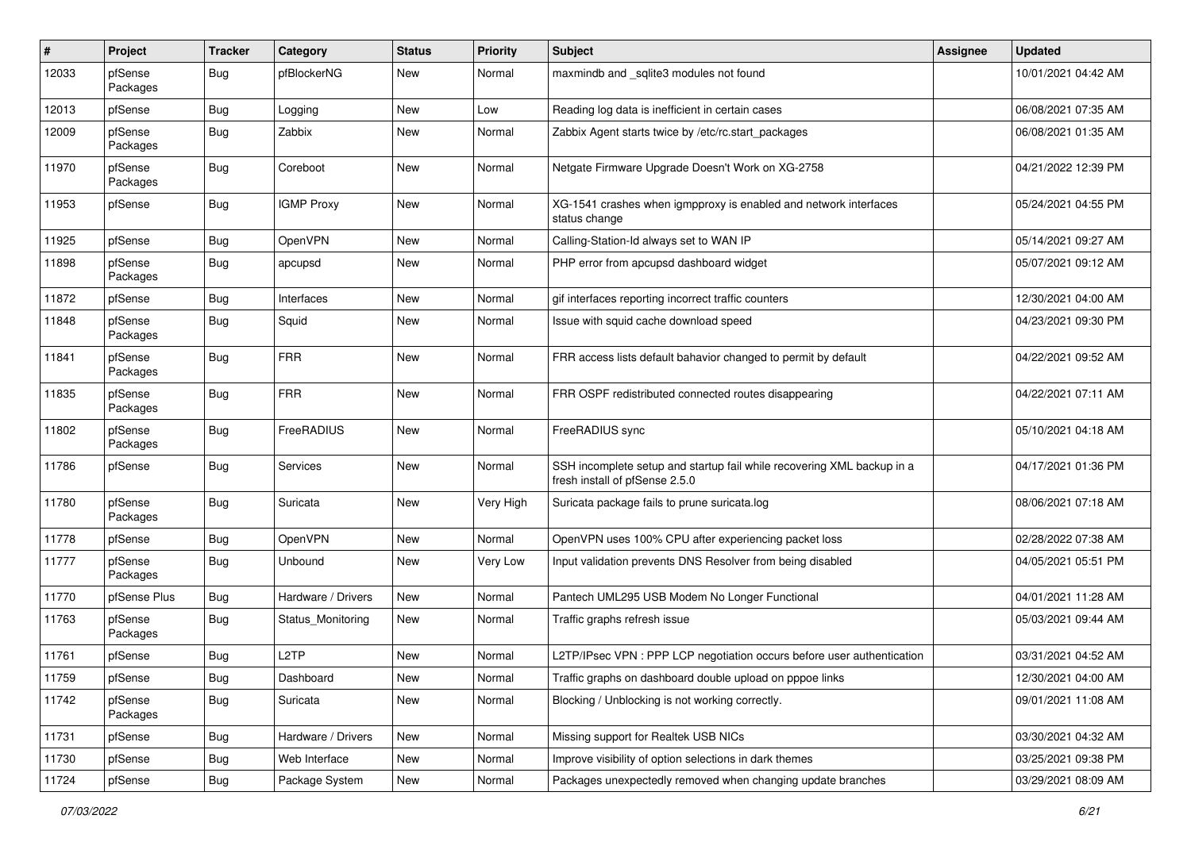| # | Project | Tracker | Category | Status | Priority | Subject | Assignee | Updated |
|---|---|---|---|---|---|---|---|---|
| 12033 | pfSense Packages | Bug | pfBlockerNG | New | Normal | maxmindb and _sqlite3 modules not found | | 10/01/2021 04:42 AM |
| 12013 | pfSense | Bug | Logging | New | Low | Reading log data is inefficient in certain cases | | 06/08/2021 07:35 AM |
| 12009 | pfSense Packages | Bug | Zabbix | New | Normal | Zabbix Agent starts twice by /etc/rc.start_packages | | 06/08/2021 01:35 AM |
| 11970 | pfSense Packages | Bug | Coreboot | New | Normal | Netgate Firmware Upgrade Doesn't Work on XG-2758 | | 04/21/2022 12:39 PM |
| 11953 | pfSense | Bug | IGMP Proxy | New | Normal | XG-1541 crashes when igmpproxy is enabled and network interfaces status change | | 05/24/2021 04:55 PM |
| 11925 | pfSense | Bug | OpenVPN | New | Normal | Calling-Station-Id always set to WAN IP | | 05/14/2021 09:27 AM |
| 11898 | pfSense Packages | Bug | apcupsd | New | Normal | PHP error from apcupsd dashboard widget | | 05/07/2021 09:12 AM |
| 11872 | pfSense | Bug | Interfaces | New | Normal | gif interfaces reporting incorrect traffic counters | | 12/30/2021 04:00 AM |
| 11848 | pfSense Packages | Bug | Squid | New | Normal | Issue with squid cache download speed | | 04/23/2021 09:30 PM |
| 11841 | pfSense Packages | Bug | FRR | New | Normal | FRR access lists default bahavior changed to permit by default | | 04/22/2021 09:52 AM |
| 11835 | pfSense Packages | Bug | FRR | New | Normal | FRR OSPF redistributed connected routes disappearing | | 04/22/2021 07:11 AM |
| 11802 | pfSense Packages | Bug | FreeRADIUS | New | Normal | FreeRADIUS sync | | 05/10/2021 04:18 AM |
| 11786 | pfSense | Bug | Services | New | Normal | SSH incomplete setup and startup fail while recovering XML backup in a fresh install of pfSense 2.5.0 | | 04/17/2021 01:36 PM |
| 11780 | pfSense Packages | Bug | Suricata | New | Very High | Suricata package fails to prune suricata.log | | 08/06/2021 07:18 AM |
| 11778 | pfSense | Bug | OpenVPN | New | Normal | OpenVPN uses 100% CPU after experiencing packet loss | | 02/28/2022 07:38 AM |
| 11777 | pfSense Packages | Bug | Unbound | New | Very Low | Input validation prevents DNS Resolver from being disabled | | 04/05/2021 05:51 PM |
| 11770 | pfSense Plus | Bug | Hardware / Drivers | New | Normal | Pantech UML295 USB Modem No Longer Functional | | 04/01/2021 11:28 AM |
| 11763 | pfSense Packages | Bug | Status_Monitoring | New | Normal | Traffic graphs refresh issue | | 05/03/2021 09:44 AM |
| 11761 | pfSense | Bug | L2TP | New | Normal | L2TP/IPsec VPN : PPP LCP negotiation occurs before user authentication | | 03/31/2021 04:52 AM |
| 11759 | pfSense | Bug | Dashboard | New | Normal | Traffic graphs on dashboard double upload on pppoe links | | 12/30/2021 04:00 AM |
| 11742 | pfSense Packages | Bug | Suricata | New | Normal | Blocking / Unblocking is not working correctly. | | 09/01/2021 11:08 AM |
| 11731 | pfSense | Bug | Hardware / Drivers | New | Normal | Missing support for Realtek USB NICs | | 03/30/2021 04:32 AM |
| 11730 | pfSense | Bug | Web Interface | New | Normal | Improve visibility of option selections in dark themes | | 03/25/2021 09:38 PM |
| 11724 | pfSense | Bug | Package System | New | Normal | Packages unexpectedly removed when changing update branches | | 03/29/2021 08:09 AM |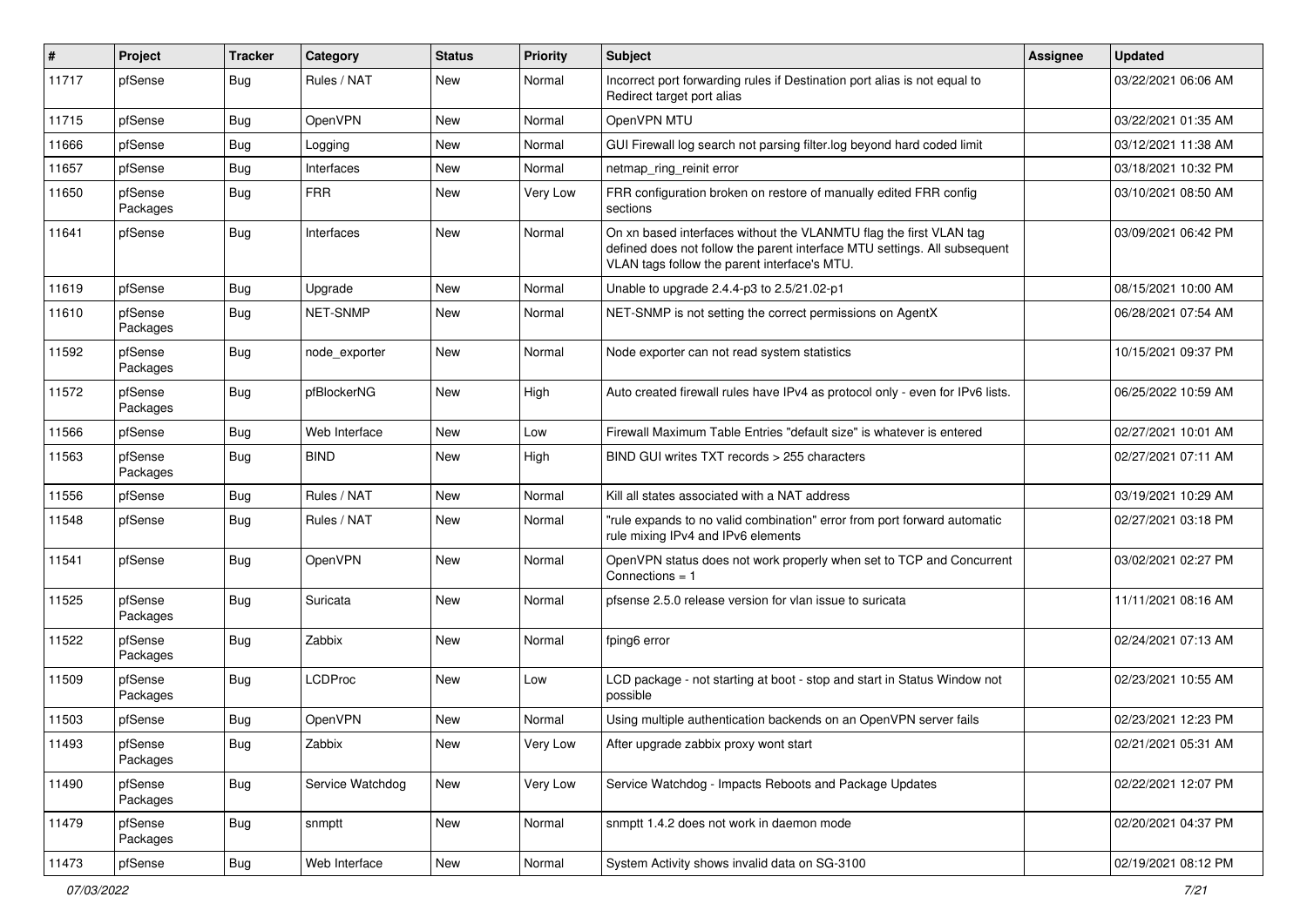| # | Project | Tracker | Category | Status | Priority | Subject | Assignee | Updated |
|---|---|---|---|---|---|---|---|---|
| 11717 | pfSense | Bug | Rules / NAT | New | Normal | Incorrect port forwarding rules if Destination port alias is not equal to Redirect target port alias | | 03/22/2021 06:06 AM |
| 11715 | pfSense | Bug | OpenVPN | New | Normal | OpenVPN MTU | | 03/22/2021 01:35 AM |
| 11666 | pfSense | Bug | Logging | New | Normal | GUI Firewall log search not parsing filter.log beyond hard coded limit | | 03/12/2021 11:38 AM |
| 11657 | pfSense | Bug | Interfaces | New | Normal | netmap_ring_reinit error | | 03/18/2021 10:32 PM |
| 11650 | pfSense Packages | Bug | FRR | New | Very Low | FRR configuration broken on restore of manually edited FRR config sections | | 03/10/2021 08:50 AM |
| 11641 | pfSense | Bug | Interfaces | New | Normal | On xn based interfaces without the VLANMTU flag the first VLAN tag defined does not follow the parent interface MTU settings. All subsequent VLAN tags follow the parent interface's MTU. | | 03/09/2021 06:42 PM |
| 11619 | pfSense | Bug | Upgrade | New | Normal | Unable to upgrade 2.4.4-p3 to 2.5/21.02-p1 | | 08/15/2021 10:00 AM |
| 11610 | pfSense Packages | Bug | NET-SNMP | New | Normal | NET-SNMP is not setting the correct permissions on AgentX | | 06/28/2021 07:54 AM |
| 11592 | pfSense Packages | Bug | node_exporter | New | Normal | Node exporter can not read system statistics | | 10/15/2021 09:37 PM |
| 11572 | pfSense Packages | Bug | pfBlockerNG | New | High | Auto created firewall rules have IPv4 as protocol only - even for IPv6 lists. | | 06/25/2022 10:59 AM |
| 11566 | pfSense | Bug | Web Interface | New | Low | Firewall Maximum Table Entries "default size" is whatever is entered | | 02/27/2021 10:01 AM |
| 11563 | pfSense Packages | Bug | BIND | New | High | BIND GUI writes TXT records > 255 characters | | 02/27/2021 07:11 AM |
| 11556 | pfSense | Bug | Rules / NAT | New | Normal | Kill all states associated with a NAT address | | 03/19/2021 10:29 AM |
| 11548 | pfSense | Bug | Rules / NAT | New | Normal | "rule expands to no valid combination" error from port forward automatic rule mixing IPv4 and IPv6 elements | | 02/27/2021 03:18 PM |
| 11541 | pfSense | Bug | OpenVPN | New | Normal | OpenVPN status does not work properly when set to TCP and Concurrent Connections = 1 | | 03/02/2021 02:27 PM |
| 11525 | pfSense Packages | Bug | Suricata | New | Normal | pfsense 2.5.0 release version for vlan issue to suricata | | 11/11/2021 08:16 AM |
| 11522 | pfSense Packages | Bug | Zabbix | New | Normal | fping6 error | | 02/24/2021 07:13 AM |
| 11509 | pfSense Packages | Bug | LCDProc | New | Low | LCD package - not starting at boot - stop and start in Status Window not possible | | 02/23/2021 10:55 AM |
| 11503 | pfSense | Bug | OpenVPN | New | Normal | Using multiple authentication backends on an OpenVPN server fails | | 02/23/2021 12:23 PM |
| 11493 | pfSense Packages | Bug | Zabbix | New | Very Low | After upgrade zabbix proxy wont start | | 02/21/2021 05:31 AM |
| 11490 | pfSense Packages | Bug | Service Watchdog | New | Very Low | Service Watchdog - Impacts Reboots and Package Updates | | 02/22/2021 12:07 PM |
| 11479 | pfSense Packages | Bug | snmptt | New | Normal | snmptt 1.4.2 does not work in daemon mode | | 02/20/2021 04:37 PM |
| 11473 | pfSense | Bug | Web Interface | New | Normal | System Activity shows invalid data on SG-3100 | | 02/19/2021 08:12 PM |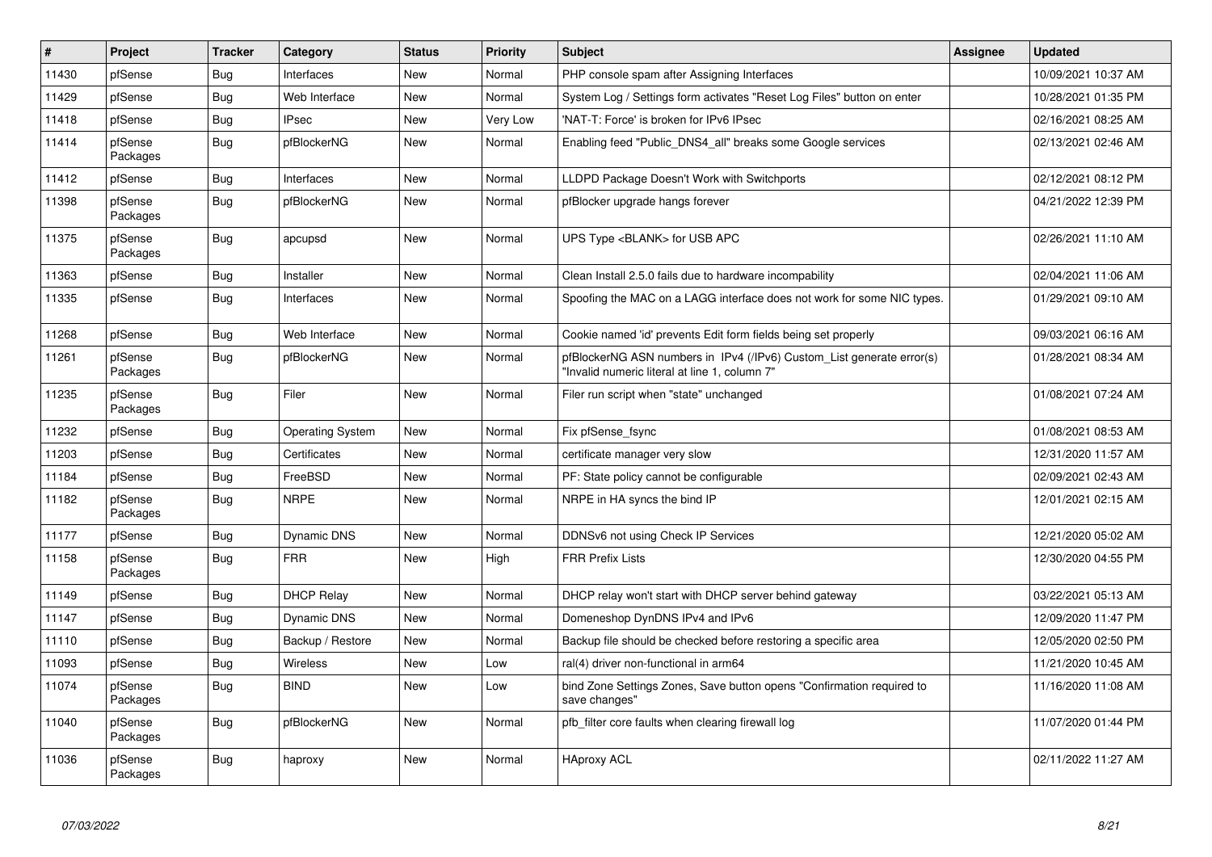| # | Project | Tracker | Category | Status | Priority | Subject | Assignee | Updated |
|---|---|---|---|---|---|---|---|---|
| 11430 | pfSense | Bug | Interfaces | New | Normal | PHP console spam after Assigning Interfaces | | 10/09/2021 10:37 AM |
| 11429 | pfSense | Bug | Web Interface | New | Normal | System Log / Settings form activates "Reset Log Files" button on enter | | 10/28/2021 01:35 PM |
| 11418 | pfSense | Bug | IPsec | New | Very Low | 'NAT-T: Force' is broken for IPv6 IPsec | | 02/16/2021 08:25 AM |
| 11414 | pfSense Packages | Bug | pfBlockerNG | New | Normal | Enabling feed "Public_DNS4_all" breaks some Google services | | 02/13/2021 02:46 AM |
| 11412 | pfSense | Bug | Interfaces | New | Normal | LLDPD Package Doesn't Work with Switchports | | 02/12/2021 08:12 PM |
| 11398 | pfSense Packages | Bug | pfBlockerNG | New | Normal | pfBlocker upgrade hangs forever | | 04/21/2022 12:39 PM |
| 11375 | pfSense Packages | Bug | apcupsd | New | Normal | UPS Type <BLANK> for USB APC | | 02/26/2021 11:10 AM |
| 11363 | pfSense | Bug | Installer | New | Normal | Clean Install 2.5.0 fails due to hardware incompability | | 02/04/2021 11:06 AM |
| 11335 | pfSense | Bug | Interfaces | New | Normal | Spoofing the MAC on a LAGG interface does not work for some NIC types. | | 01/29/2021 09:10 AM |
| 11268 | pfSense | Bug | Web Interface | New | Normal | Cookie named 'id' prevents Edit form fields being set properly | | 09/03/2021 06:16 AM |
| 11261 | pfSense Packages | Bug | pfBlockerNG | New | Normal | pfBlockerNG ASN numbers in IPv4 (/IPv6) Custom_List generate error(s) "Invalid numeric literal at line 1, column 7" | | 01/28/2021 08:34 AM |
| 11235 | pfSense Packages | Bug | Filer | New | Normal | Filer run script when "state" unchanged | | 01/08/2021 07:24 AM |
| 11232 | pfSense | Bug | Operating System | New | Normal | Fix pfSense_fsync | | 01/08/2021 08:53 AM |
| 11203 | pfSense | Bug | Certificates | New | Normal | certificate manager very slow | | 12/31/2020 11:57 AM |
| 11184 | pfSense | Bug | FreeBSD | New | Normal | PF: State policy cannot be configurable | | 02/09/2021 02:43 AM |
| 11182 | pfSense Packages | Bug | NRPE | New | Normal | NRPE in HA syncs the bind IP | | 12/01/2021 02:15 AM |
| 11177 | pfSense | Bug | Dynamic DNS | New | Normal | DDNSv6 not using Check IP Services | | 12/21/2020 05:02 AM |
| 11158 | pfSense Packages | Bug | FRR | New | High | FRR Prefix Lists | | 12/30/2020 04:55 PM |
| 11149 | pfSense | Bug | DHCP Relay | New | Normal | DHCP relay won't start with DHCP server behind gateway | | 03/22/2021 05:13 AM |
| 11147 | pfSense | Bug | Dynamic DNS | New | Normal | Domeneshop DynDNS IPv4 and IPv6 | | 12/09/2020 11:47 PM |
| 11110 | pfSense | Bug | Backup / Restore | New | Normal | Backup file should be checked before restoring a specific area | | 12/05/2020 02:50 PM |
| 11093 | pfSense | Bug | Wireless | New | Low | ral(4) driver non-functional in arm64 | | 11/21/2020 10:45 AM |
| 11074 | pfSense Packages | Bug | BIND | New | Low | bind Zone Settings Zones, Save button opens "Confirmation required to save changes" | | 11/16/2020 11:08 AM |
| 11040 | pfSense Packages | Bug | pfBlockerNG | New | Normal | pfb_filter core faults when clearing firewall log | | 11/07/2020 01:44 PM |
| 11036 | pfSense Packages | Bug | haproxy | New | Normal | HAproxy ACL | | 02/11/2022 11:27 AM |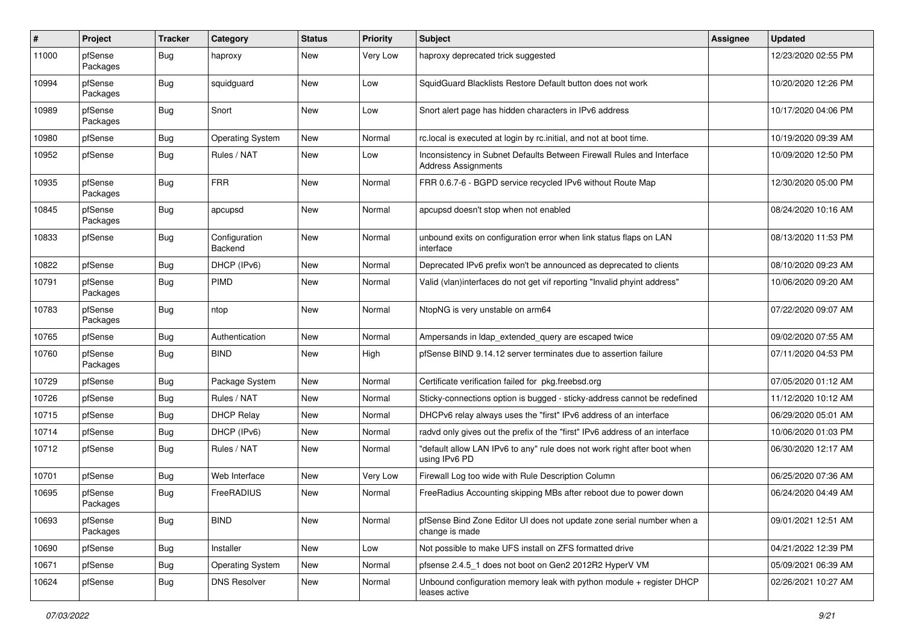| # | Project | Tracker | Category | Status | Priority | Subject | Assignee | Updated |
|---|---|---|---|---|---|---|---|---|
| 11000 | pfSense Packages | Bug | haproxy | New | Very Low | haproxy deprecated trick suggested | | 12/23/2020 02:55 PM |
| 10994 | pfSense Packages | Bug | squidguard | New | Low | SquidGuard Blacklists Restore Default button does not work | | 10/20/2020 12:26 PM |
| 10989 | pfSense Packages | Bug | Snort | New | Low | Snort alert page has hidden characters in IPv6 address | | 10/17/2020 04:06 PM |
| 10980 | pfSense | Bug | Operating System | New | Normal | rc.local is executed at login by rc.initial, and not at boot time. | | 10/19/2020 09:39 AM |
| 10952 | pfSense | Bug | Rules / NAT | New | Low | Inconsistency in Subnet Defaults Between Firewall Rules and Interface Address Assignments | | 10/09/2020 12:50 PM |
| 10935 | pfSense Packages | Bug | FRR | New | Normal | FRR 0.6.7-6 - BGPD service recycled IPv6 without Route Map | | 12/30/2020 05:00 PM |
| 10845 | pfSense Packages | Bug | apcupsd | New | Normal | apcupsd doesn't stop when not enabled | | 08/24/2020 10:16 AM |
| 10833 | pfSense | Bug | Configuration Backend | New | Normal | unbound exits on configuration error when link status flaps on LAN interface | | 08/13/2020 11:53 PM |
| 10822 | pfSense | Bug | DHCP (IPv6) | New | Normal | Deprecated IPv6 prefix won't be announced as deprecated to clients | | 08/10/2020 09:23 AM |
| 10791 | pfSense Packages | Bug | PIMD | New | Normal | Valid (vlan)interfaces do not get vif reporting "Invalid phyint address" | | 10/06/2020 09:20 AM |
| 10783 | pfSense Packages | Bug | ntop | New | Normal | NtopNG is very unstable on arm64 | | 07/22/2020 09:07 AM |
| 10765 | pfSense | Bug | Authentication | New | Normal | Ampersands in ldap_extended_query are escaped twice | | 09/02/2020 07:55 AM |
| 10760 | pfSense Packages | Bug | BIND | New | High | pfSense BIND 9.14.12 server terminates due to assertion failure | | 07/11/2020 04:53 PM |
| 10729 | pfSense | Bug | Package System | New | Normal | Certificate verification failed for pkg.freebsd.org | | 07/05/2020 01:12 AM |
| 10726 | pfSense | Bug | Rules / NAT | New | Normal | Sticky-connections option is bugged - sticky-address cannot be redefined | | 11/12/2020 10:12 AM |
| 10715 | pfSense | Bug | DHCP Relay | New | Normal | DHCPv6 relay always uses the "first" IPv6 address of an interface | | 06/29/2020 05:01 AM |
| 10714 | pfSense | Bug | DHCP (IPv6) | New | Normal | radvd only gives out the prefix of the "first" IPv6 address of an interface | | 10/06/2020 01:03 PM |
| 10712 | pfSense | Bug | Rules / NAT | New | Normal | "default allow LAN IPv6 to any" rule does not work right after boot when using IPv6 PD | | 06/30/2020 12:17 AM |
| 10701 | pfSense | Bug | Web Interface | New | Very Low | Firewall Log too wide with Rule Description Column | | 06/25/2020 07:36 AM |
| 10695 | pfSense Packages | Bug | FreeRADIUS | New | Normal | FreeRadius Accounting skipping MBs after reboot due to power down | | 06/24/2020 04:49 AM |
| 10693 | pfSense Packages | Bug | BIND | New | Normal | pfSense Bind Zone Editor UI does not update zone serial number when a change is made | | 09/01/2021 12:51 AM |
| 10690 | pfSense | Bug | Installer | New | Low | Not possible to make UFS install on ZFS formatted drive | | 04/21/2022 12:39 PM |
| 10671 | pfSense | Bug | Operating System | New | Normal | pfsense 2.4.5_1 does not boot on Gen2 2012R2 HyperV VM | | 05/09/2021 06:39 AM |
| 10624 | pfSense | Bug | DNS Resolver | New | Normal | Unbound configuration memory leak with python module + register DHCP leases active | | 02/26/2021 10:27 AM |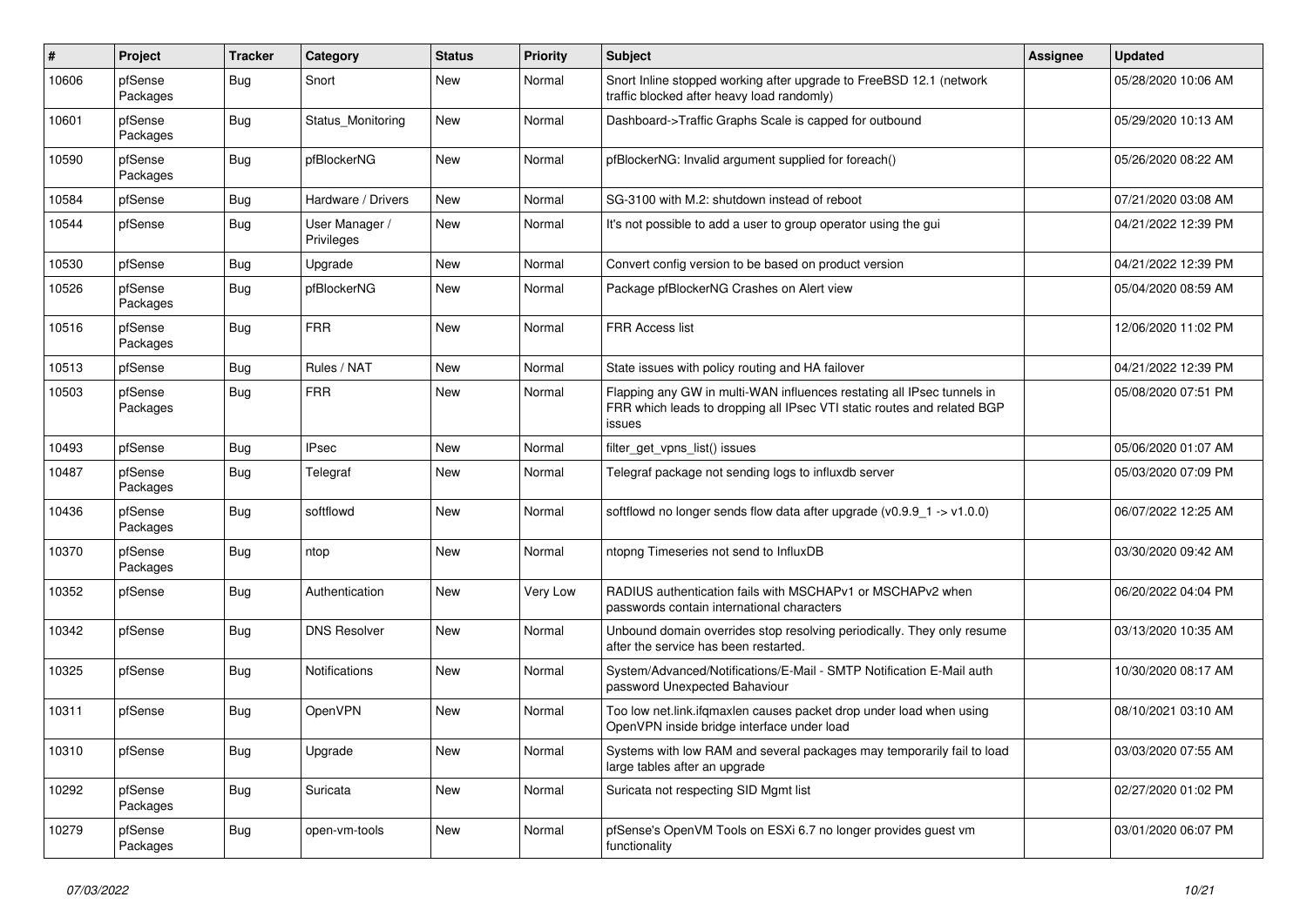| # | Project | Tracker | Category | Status | Priority | Subject | Assignee | Updated |
|---|---|---|---|---|---|---|---|---|
| 10606 | pfSense Packages | Bug | Snort | New | Normal | Snort Inline stopped working after upgrade to FreeBSD 12.1 (network traffic blocked after heavy load randomly) | | 05/28/2020 10:06 AM |
| 10601 | pfSense Packages | Bug | Status_Monitoring | New | Normal | Dashboard->Traffic Graphs Scale is capped for outbound | | 05/29/2020 10:13 AM |
| 10590 | pfSense Packages | Bug | pfBlockerNG | New | Normal | pfBlockerNG: Invalid argument supplied for foreach() | | 05/26/2020 08:22 AM |
| 10584 | pfSense | Bug | Hardware / Drivers | New | Normal | SG-3100 with M.2: shutdown instead of reboot | | 07/21/2020 03:08 AM |
| 10544 | pfSense | Bug | User Manager / Privileges | New | Normal | It's not possible to add a user to group operator using the gui | | 04/21/2022 12:39 PM |
| 10530 | pfSense | Bug | Upgrade | New | Normal | Convert config version to be based on product version | | 04/21/2022 12:39 PM |
| 10526 | pfSense Packages | Bug | pfBlockerNG | New | Normal | Package pfBlockerNG Crashes on Alert view | | 05/04/2020 08:59 AM |
| 10516 | pfSense Packages | Bug | FRR | New | Normal | FRR Access list | | 12/06/2020 11:02 PM |
| 10513 | pfSense | Bug | Rules / NAT | New | Normal | State issues with policy routing and HA failover | | 04/21/2022 12:39 PM |
| 10503 | pfSense Packages | Bug | FRR | New | Normal | Flapping any GW in multi-WAN influences restating all IPsec tunnels in FRR which leads to dropping all IPsec VTI static routes and related BGP issues | | 05/08/2020 07:51 PM |
| 10493 | pfSense | Bug | IPsec | New | Normal | filter_get_vpns_list() issues | | 05/06/2020 01:07 AM |
| 10487 | pfSense Packages | Bug | Telegraf | New | Normal | Telegraf package not sending logs to influxdb server | | 05/03/2020 07:09 PM |
| 10436 | pfSense Packages | Bug | softflowd | New | Normal | softflowd no longer sends flow data after upgrade (v0.9.9_1 -> v1.0.0) | | 06/07/2022 12:25 AM |
| 10370 | pfSense Packages | Bug | ntop | New | Normal | ntopng Timeseries not send to InfluxDB | | 03/30/2020 09:42 AM |
| 10352 | pfSense | Bug | Authentication | New | Very Low | RADIUS authentication fails with MSCHAPv1 or MSCHAPv2 when passwords contain international characters | | 06/20/2022 04:04 PM |
| 10342 | pfSense | Bug | DNS Resolver | New | Normal | Unbound domain overrides stop resolving periodically. They only resume after the service has been restarted. | | 03/13/2020 10:35 AM |
| 10325 | pfSense | Bug | Notifications | New | Normal | System/Advanced/Notifications/E-Mail - SMTP Notification E-Mail auth password Unexpected Bahaviour | | 10/30/2020 08:17 AM |
| 10311 | pfSense | Bug | OpenVPN | New | Normal | Too low net.link.ifqmaxlen causes packet drop under load when using OpenVPN inside bridge interface under load | | 08/10/2021 03:10 AM |
| 10310 | pfSense | Bug | Upgrade | New | Normal | Systems with low RAM and several packages may temporarily fail to load large tables after an upgrade | | 03/03/2020 07:55 AM |
| 10292 | pfSense Packages | Bug | Suricata | New | Normal | Suricata not respecting SID Mgmt list | | 02/27/2020 01:02 PM |
| 10279 | pfSense Packages | Bug | open-vm-tools | New | Normal | pfSense's OpenVM Tools on ESXi 6.7 no longer provides guest vm functionality | | 03/01/2020 06:07 PM |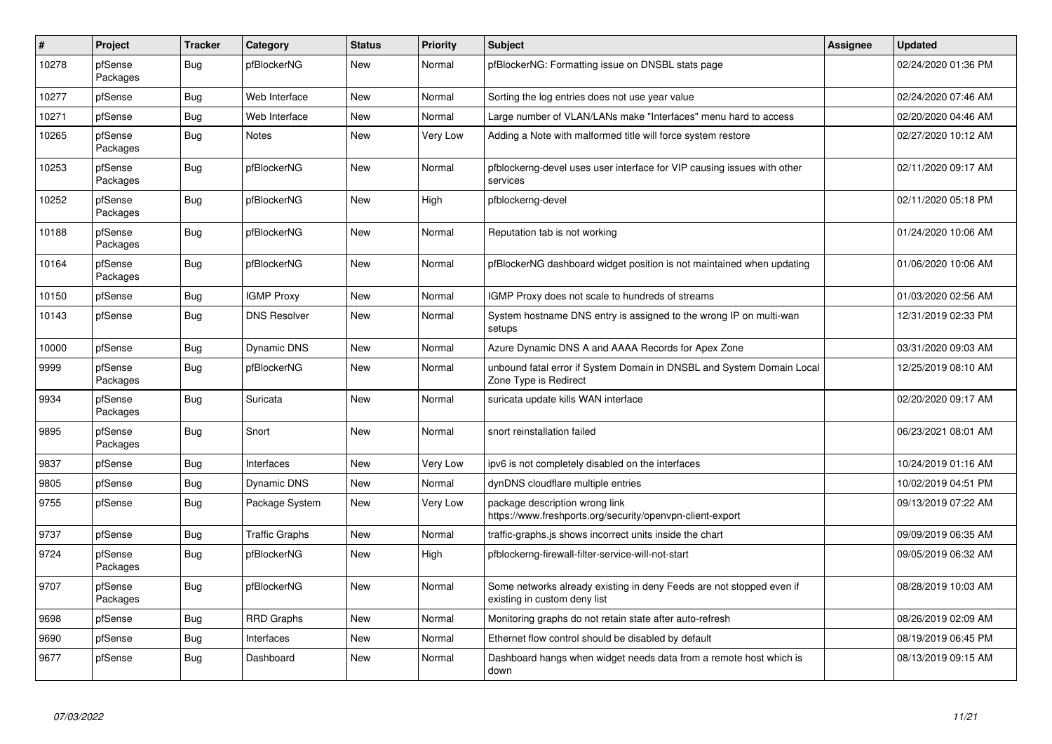| # | Project | Tracker | Category | Status | Priority | Subject | Assignee | Updated |
|---|---|---|---|---|---|---|---|---|
| 10278 | pfSense Packages | Bug | pfBlockerNG | New | Normal | pfBlockerNG: Formatting issue on DNSBL stats page | | 02/24/2020 01:36 PM |
| 10277 | pfSense | Bug | Web Interface | New | Normal | Sorting the log entries does not use year value | | 02/24/2020 07:46 AM |
| 10271 | pfSense | Bug | Web Interface | New | Normal | Large number of VLAN/LANs make "Interfaces" menu hard to access | | 02/20/2020 04:46 AM |
| 10265 | pfSense Packages | Bug | Notes | New | Very Low | Adding a Note with malformed title will force system restore | | 02/27/2020 10:12 AM |
| 10253 | pfSense Packages | Bug | pfBlockerNG | New | Normal | pfblockerng-devel uses user interface for VIP causing issues with other services | | 02/11/2020 09:17 AM |
| 10252 | pfSense Packages | Bug | pfBlockerNG | New | High | pfblockerng-devel | | 02/11/2020 05:18 PM |
| 10188 | pfSense Packages | Bug | pfBlockerNG | New | Normal | Reputation tab is not working | | 01/24/2020 10:06 AM |
| 10164 | pfSense Packages | Bug | pfBlockerNG | New | Normal | pfBlockerNG dashboard widget position is not maintained when updating | | 01/06/2020 10:06 AM |
| 10150 | pfSense | Bug | IGMP Proxy | New | Normal | IGMP Proxy does not scale to hundreds of streams | | 01/03/2020 02:56 AM |
| 10143 | pfSense | Bug | DNS Resolver | New | Normal | System hostname DNS entry is assigned to the wrong IP on multi-wan setups | | 12/31/2019 02:33 PM |
| 10000 | pfSense | Bug | Dynamic DNS | New | Normal | Azure Dynamic DNS A and AAAA Records for Apex Zone | | 03/31/2020 09:03 AM |
| 9999 | pfSense Packages | Bug | pfBlockerNG | New | Normal | unbound fatal error if System Domain in DNSBL and System Domain Local Zone Type is Redirect | | 12/25/2019 08:10 AM |
| 9934 | pfSense Packages | Bug | Suricata | New | Normal | suricata update kills WAN interface | | 02/20/2020 09:17 AM |
| 9895 | pfSense Packages | Bug | Snort | New | Normal | snort reinstallation failed | | 06/23/2021 08:01 AM |
| 9837 | pfSense | Bug | Interfaces | New | Very Low | ipv6 is not completely disabled on the interfaces | | 10/24/2019 01:16 AM |
| 9805 | pfSense | Bug | Dynamic DNS | New | Normal | dynDNS cloudflare multiple entries | | 10/02/2019 04:51 PM |
| 9755 | pfSense | Bug | Package System | New | Very Low | package description wrong link https://www.freshports.org/security/openvpn-client-export | | 09/13/2019 07:22 AM |
| 9737 | pfSense | Bug | Traffic Graphs | New | Normal | traffic-graphs.js shows incorrect units inside the chart | | 09/09/2019 06:35 AM |
| 9724 | pfSense Packages | Bug | pfBlockerNG | New | High | pfblockerng-firewall-filter-service-will-not-start | | 09/05/2019 06:32 AM |
| 9707 | pfSense Packages | Bug | pfBlockerNG | New | Normal | Some networks already existing in deny Feeds are not stopped even if existing in custom deny list | | 08/28/2019 10:03 AM |
| 9698 | pfSense | Bug | RRD Graphs | New | Normal | Monitoring graphs do not retain state after auto-refresh | | 08/26/2019 02:09 AM |
| 9690 | pfSense | Bug | Interfaces | New | Normal | Ethernet flow control should be disabled by default | | 08/19/2019 06:45 PM |
| 9677 | pfSense | Bug | Dashboard | New | Normal | Dashboard hangs when widget needs data from a remote host which is down | | 08/13/2019 09:15 AM |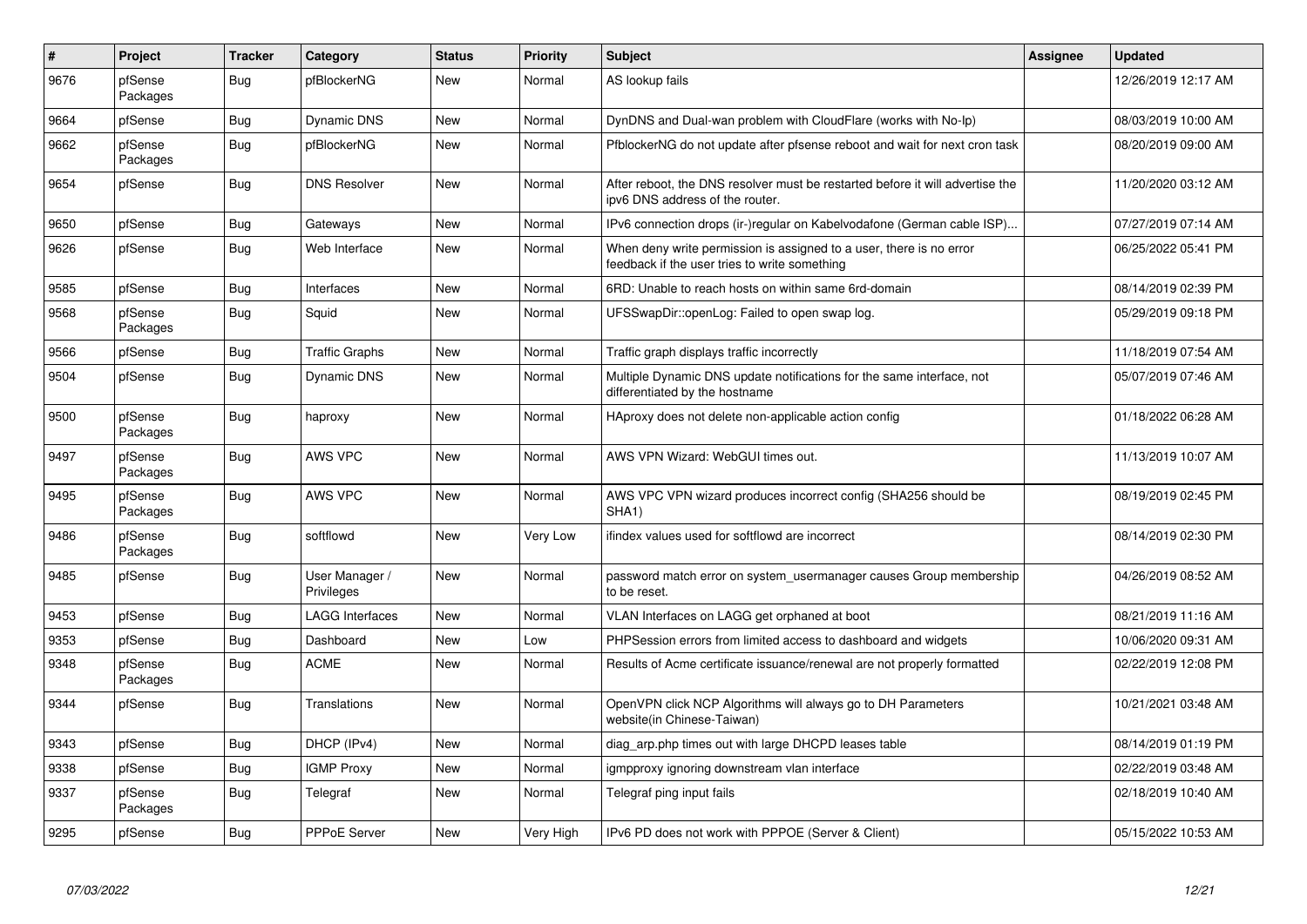| # | Project | Tracker | Category | Status | Priority | Subject | Assignee | Updated |
|---|---|---|---|---|---|---|---|---|
| 9676 | pfSense Packages | Bug | pfBlockerNG | New | Normal | AS lookup fails | | 12/26/2019 12:17 AM |
| 9664 | pfSense | Bug | Dynamic DNS | New | Normal | DynDNS and Dual-wan problem with CloudFlare (works with No-Ip) | | 08/03/2019 10:00 AM |
| 9662 | pfSense Packages | Bug | pfBlockerNG | New | Normal | PfblockerNG do not update after pfsense reboot and wait for next cron task | | 08/20/2019 09:00 AM |
| 9654 | pfSense | Bug | DNS Resolver | New | Normal | After reboot, the DNS resolver must be restarted before it will advertise the ipv6 DNS address of the router. | | 11/20/2020 03:12 AM |
| 9650 | pfSense | Bug | Gateways | New | Normal | IPv6 connection drops (ir-)regular on Kabelvodafone (German cable ISP)... | | 07/27/2019 07:14 AM |
| 9626 | pfSense | Bug | Web Interface | New | Normal | When deny write permission is assigned to a user, there is no error feedback if the user tries to write something | | 06/25/2022 05:41 PM |
| 9585 | pfSense | Bug | Interfaces | New | Normal | 6RD: Unable to reach hosts on within same 6rd-domain | | 08/14/2019 02:39 PM |
| 9568 | pfSense Packages | Bug | Squid | New | Normal | UFSSwapDir::openLog: Failed to open swap log. | | 05/29/2019 09:18 PM |
| 9566 | pfSense | Bug | Traffic Graphs | New | Normal | Traffic graph displays traffic incorrectly | | 11/18/2019 07:54 AM |
| 9504 | pfSense | Bug | Dynamic DNS | New | Normal | Multiple Dynamic DNS update notifications for the same interface, not differentiated by the hostname | | 05/07/2019 07:46 AM |
| 9500 | pfSense Packages | Bug | haproxy | New | Normal | HAproxy does not delete non-applicable action config | | 01/18/2022 06:28 AM |
| 9497 | pfSense Packages | Bug | AWS VPC | New | Normal | AWS VPN Wizard: WebGUI times out. | | 11/13/2019 10:07 AM |
| 9495 | pfSense Packages | Bug | AWS VPC | New | Normal | AWS VPC VPN wizard produces incorrect config (SHA256 should be SHA1) | | 08/19/2019 02:45 PM |
| 9486 | pfSense Packages | Bug | softflowd | New | Very Low | ifindex values used for softflowd are incorrect | | 08/14/2019 02:30 PM |
| 9485 | pfSense | Bug | User Manager / Privileges | New | Normal | password match error on system_usermanager causes Group membership to be reset. | | 04/26/2019 08:52 AM |
| 9453 | pfSense | Bug | LAGG Interfaces | New | Normal | VLAN Interfaces on LAGG get orphaned at boot | | 08/21/2019 11:16 AM |
| 9353 | pfSense | Bug | Dashboard | New | Low | PHPSession errors from limited access to dashboard and widgets | | 10/06/2020 09:31 AM |
| 9348 | pfSense Packages | Bug | ACME | New | Normal | Results of Acme certificate issuance/renewal are not properly formatted | | 02/22/2019 12:08 PM |
| 9344 | pfSense | Bug | Translations | New | Normal | OpenVPN click NCP Algorithms will always go to DH Parameters website(in Chinese-Taiwan) | | 10/21/2021 03:48 AM |
| 9343 | pfSense | Bug | DHCP (IPv4) | New | Normal | diag_arp.php times out with large DHCPD leases table | | 08/14/2019 01:19 PM |
| 9338 | pfSense | Bug | IGMP Proxy | New | Normal | igmpproxy ignoring downstream vlan interface | | 02/22/2019 03:48 AM |
| 9337 | pfSense Packages | Bug | Telegraf | New | Normal | Telegraf ping input fails | | 02/18/2019 10:40 AM |
| 9295 | pfSense | Bug | PPPoE Server | New | Very High | IPv6 PD does not work with PPPOE (Server & Client) | | 05/15/2022 10:53 AM |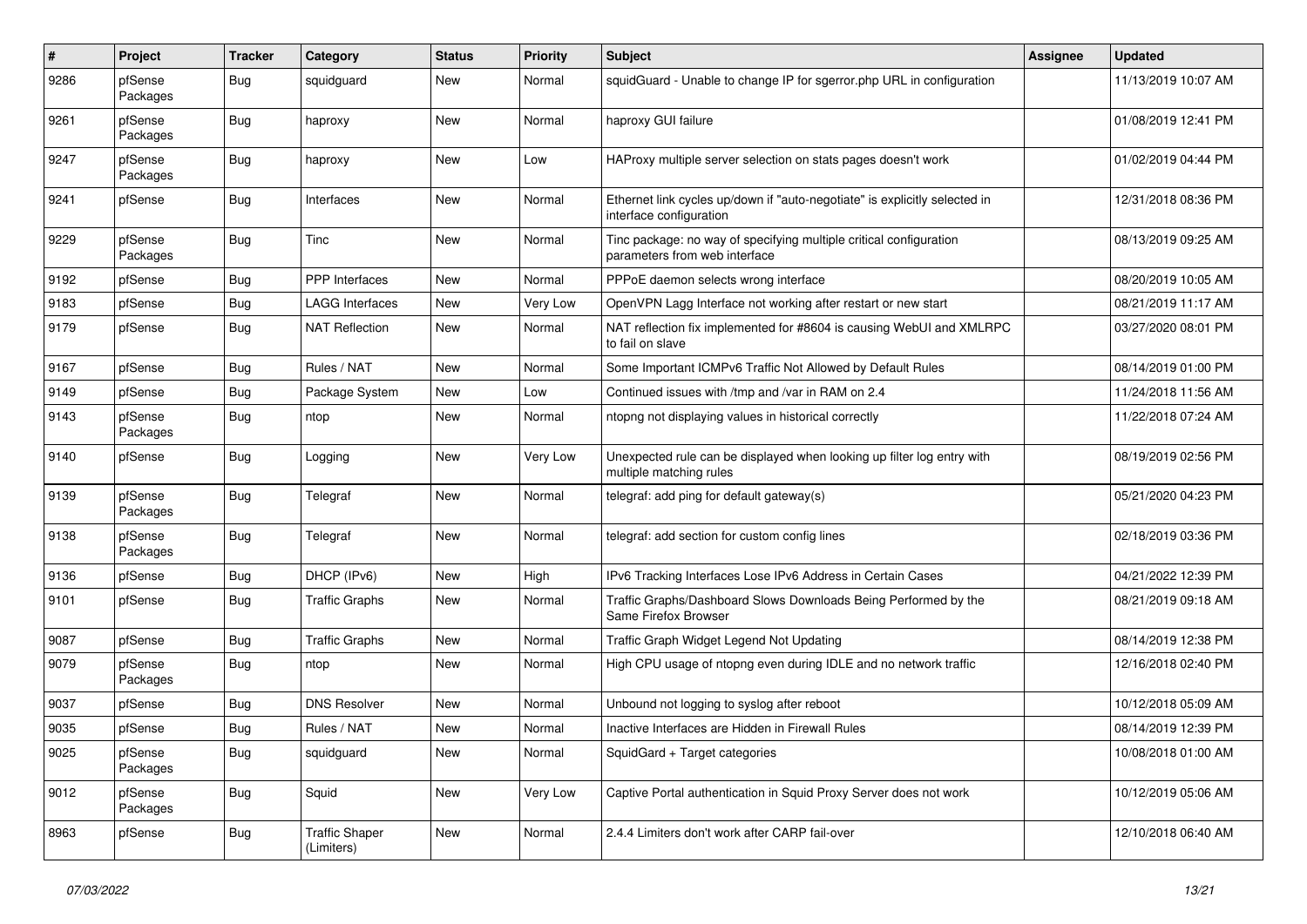| # | Project | Tracker | Category | Status | Priority | Subject | Assignee | Updated |
|---|---|---|---|---|---|---|---|---|
| 9286 | pfSense Packages | Bug | squidguard | New | Normal | squidGuard - Unable to change IP for sgerror.php URL in configuration | | 11/13/2019 10:07 AM |
| 9261 | pfSense Packages | Bug | haproxy | New | Normal | haproxy GUI failure | | 01/08/2019 12:41 PM |
| 9247 | pfSense Packages | Bug | haproxy | New | Low | HAProxy multiple server selection on stats pages doesn't work | | 01/02/2019 04:44 PM |
| 9241 | pfSense | Bug | Interfaces | New | Normal | Ethernet link cycles up/down if "auto-negotiate" is explicitly selected in interface configuration | | 12/31/2018 08:36 PM |
| 9229 | pfSense Packages | Bug | Tinc | New | Normal | Tinc package: no way of specifying multiple critical configuration parameters from web interface | | 08/13/2019 09:25 AM |
| 9192 | pfSense | Bug | PPP Interfaces | New | Normal | PPPoE daemon selects wrong interface | | 08/20/2019 10:05 AM |
| 9183 | pfSense | Bug | LAGG Interfaces | New | Very Low | OpenVPN Lagg Interface not working after restart or new start | | 08/21/2019 11:17 AM |
| 9179 | pfSense | Bug | NAT Reflection | New | Normal | NAT reflection fix implemented for #8604 is causing WebUI and XMLRPC to fail on slave | | 03/27/2020 08:01 PM |
| 9167 | pfSense | Bug | Rules / NAT | New | Normal | Some Important ICMPv6 Traffic Not Allowed by Default Rules | | 08/14/2019 01:00 PM |
| 9149 | pfSense | Bug | Package System | New | Low | Continued issues with /tmp and /var in RAM on 2.4 | | 11/24/2018 11:56 AM |
| 9143 | pfSense Packages | Bug | ntop | New | Normal | ntopng not displaying values in historical correctly | | 11/22/2018 07:24 AM |
| 9140 | pfSense | Bug | Logging | New | Very Low | Unexpected rule can be displayed when looking up filter log entry with multiple matching rules | | 08/19/2019 02:56 PM |
| 9139 | pfSense Packages | Bug | Telegraf | New | Normal | telegraf: add ping for default gateway(s) | | 05/21/2020 04:23 PM |
| 9138 | pfSense Packages | Bug | Telegraf | New | Normal | telegraf: add section for custom config lines | | 02/18/2019 03:36 PM |
| 9136 | pfSense | Bug | DHCP (IPv6) | New | High | IPv6 Tracking Interfaces Lose IPv6 Address in Certain Cases | | 04/21/2022 12:39 PM |
| 9101 | pfSense | Bug | Traffic Graphs | New | Normal | Traffic Graphs/Dashboard Slows Downloads Being Performed by the Same Firefox Browser | | 08/21/2019 09:18 AM |
| 9087 | pfSense | Bug | Traffic Graphs | New | Normal | Traffic Graph Widget Legend Not Updating | | 08/14/2019 12:38 PM |
| 9079 | pfSense Packages | Bug | ntop | New | Normal | High CPU usage of ntopng even during IDLE and no network traffic | | 12/16/2018 02:40 PM |
| 9037 | pfSense | Bug | DNS Resolver | New | Normal | Unbound not logging to syslog after reboot | | 10/12/2018 05:09 AM |
| 9035 | pfSense | Bug | Rules / NAT | New | Normal | Inactive Interfaces are Hidden in Firewall Rules | | 08/14/2019 12:39 PM |
| 9025 | pfSense Packages | Bug | squidguard | New | Normal | SquidGard + Target categories | | 10/08/2018 01:00 AM |
| 9012 | pfSense Packages | Bug | Squid | New | Very Low | Captive Portal authentication in Squid Proxy Server does not work | | 10/12/2019 05:06 AM |
| 8963 | pfSense | Bug | Traffic Shaper (Limiters) | New | Normal | 2.4.4 Limiters don't work after CARP fail-over | | 12/10/2018 06:40 AM |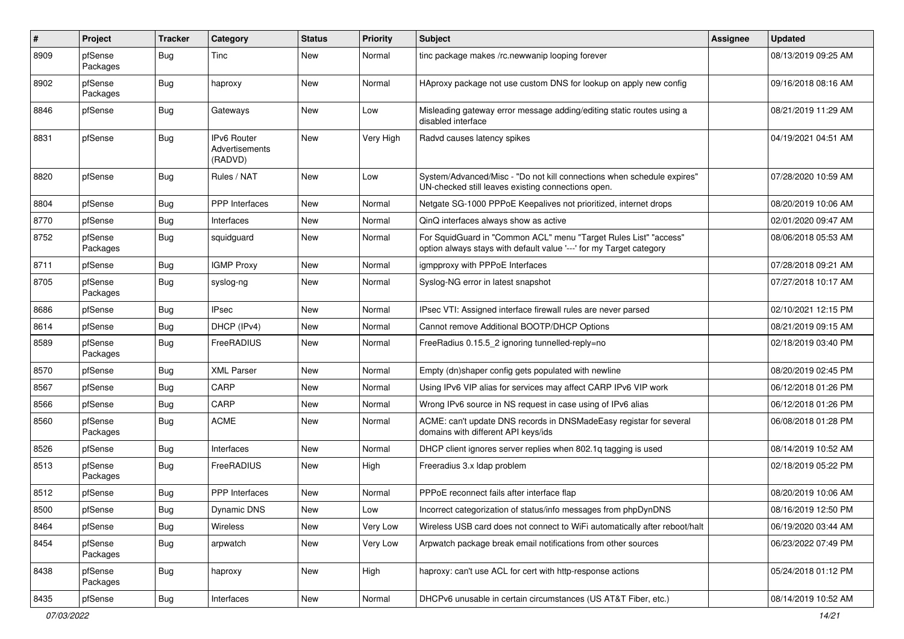| # | Project | Tracker | Category | Status | Priority | Subject | Assignee | Updated |
|---|---|---|---|---|---|---|---|---|
| 8909 | pfSense Packages | Bug | Tinc | New | Normal | tinc package makes /rc.newwanip looping forever | | 08/13/2019 09:25 AM |
| 8902 | pfSense Packages | Bug | haproxy | New | Normal | HAproxy package not use custom DNS for lookup on apply new config | | 09/16/2018 08:16 AM |
| 8846 | pfSense | Bug | Gateways | New | Low | Misleading gateway error message adding/editing static routes using a disabled interface | | 08/21/2019 11:29 AM |
| 8831 | pfSense | Bug | IPv6 Router Advertisements (RADVD) | New | Very High | Radvd causes latency spikes | | 04/19/2021 04:51 AM |
| 8820 | pfSense | Bug | Rules / NAT | New | Low | System/Advanced/Misc - "Do not kill connections when schedule expires" UN-checked still leaves existing connections open. | | 07/28/2020 10:59 AM |
| 8804 | pfSense | Bug | PPP Interfaces | New | Normal | Netgate SG-1000 PPPoE Keepalives not prioritized, internet drops | | 08/20/2019 10:06 AM |
| 8770 | pfSense | Bug | Interfaces | New | Normal | QinQ interfaces always show as active | | 02/01/2020 09:47 AM |
| 8752 | pfSense Packages | Bug | squidguard | New | Normal | For SquidGuard in "Common ACL" menu "Target Rules List" "access" option always stays with default value '---' for my Target category | | 08/06/2018 05:53 AM |
| 8711 | pfSense | Bug | IGMP Proxy | New | Normal | igmpproxy with PPPoE Interfaces | | 07/28/2018 09:21 AM |
| 8705 | pfSense Packages | Bug | syslog-ng | New | Normal | Syslog-NG error in latest snapshot | | 07/27/2018 10:17 AM |
| 8686 | pfSense | Bug | IPsec | New | Normal | IPsec VTI: Assigned interface firewall rules are never parsed | | 02/10/2021 12:15 PM |
| 8614 | pfSense | Bug | DHCP (IPv4) | New | Normal | Cannot remove Additional BOOTP/DHCP Options | | 08/21/2019 09:15 AM |
| 8589 | pfSense Packages | Bug | FreeRADIUS | New | Normal | FreeRadius 0.15.5_2 ignoring tunnelled-reply=no | | 02/18/2019 03:40 PM |
| 8570 | pfSense | Bug | XML Parser | New | Normal | Empty (dn)shaper config gets populated with newline | | 08/20/2019 02:45 PM |
| 8567 | pfSense | Bug | CARP | New | Normal | Using IPv6 VIP alias for services may affect CARP IPv6 VIP work | | 06/12/2018 01:26 PM |
| 8566 | pfSense | Bug | CARP | New | Normal | Wrong IPv6 source in NS request in case using of IPv6 alias | | 06/12/2018 01:26 PM |
| 8560 | pfSense Packages | Bug | ACME | New | Normal | ACME: can't update DNS records in DNSMadeEasy registar for several domains with different API keys/ids | | 06/08/2018 01:28 PM |
| 8526 | pfSense | Bug | Interfaces | New | Normal | DHCP client ignores server replies when 802.1q tagging is used | | 08/14/2019 10:52 AM |
| 8513 | pfSense Packages | Bug | FreeRADIUS | New | High | Freeradius 3.x ldap problem | | 02/18/2019 05:22 PM |
| 8512 | pfSense | Bug | PPP Interfaces | New | Normal | PPPoE reconnect fails after interface flap | | 08/20/2019 10:06 AM |
| 8500 | pfSense | Bug | Dynamic DNS | New | Low | Incorrect categorization of status/info messages from phpDynDNS | | 08/16/2019 12:50 PM |
| 8464 | pfSense | Bug | Wireless | New | Very Low | Wireless USB card does not connect to WiFi automatically after reboot/halt | | 06/19/2020 03:44 AM |
| 8454 | pfSense Packages | Bug | arpwatch | New | Very Low | Arpwatch package break email notifications from other sources | | 06/23/2022 07:49 PM |
| 8438 | pfSense Packages | Bug | haproxy | New | High | haproxy: can't use ACL for cert with http-response actions | | 05/24/2018 01:12 PM |
| 8435 | pfSense | Bug | Interfaces | New | Normal | DHCPv6 unusable in certain circumstances (US AT&T Fiber, etc.) | | 08/14/2019 10:52 AM |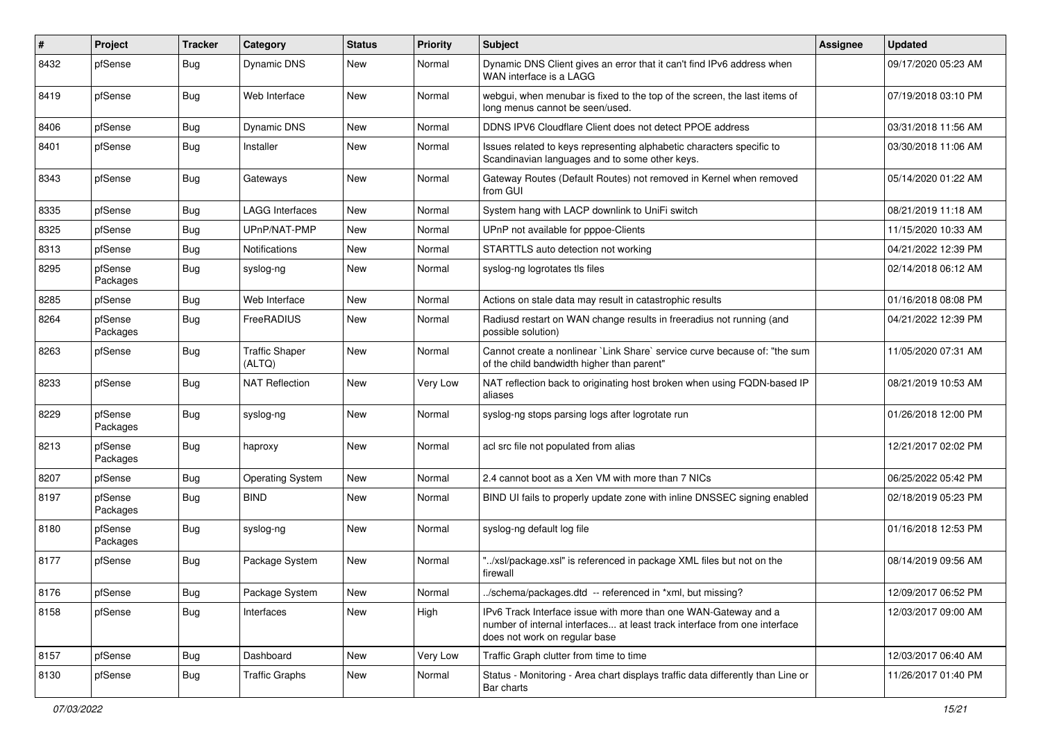| # | Project | Tracker | Category | Status | Priority | Subject | Assignee | Updated |
|---|---|---|---|---|---|---|---|---|
| 8432 | pfSense | Bug | Dynamic DNS | New | Normal | Dynamic DNS Client gives an error that it can't find IPv6 address when WAN interface is a LAGG | | 09/17/2020 05:23 AM |
| 8419 | pfSense | Bug | Web Interface | New | Normal | webgui, when menubar is fixed to the top of the screen, the last items of long menus cannot be seen/used. | | 07/19/2018 03:10 PM |
| 8406 | pfSense | Bug | Dynamic DNS | New | Normal | DDNS IPV6 Cloudflare Client does not detect PPOE address | | 03/31/2018 11:56 AM |
| 8401 | pfSense | Bug | Installer | New | Normal | Issues related to keys representing alphabetic characters specific to Scandinavian languages and to some other keys. | | 03/30/2018 11:06 AM |
| 8343 | pfSense | Bug | Gateways | New | Normal | Gateway Routes (Default Routes) not removed in Kernel when removed from GUI | | 05/14/2020 01:22 AM |
| 8335 | pfSense | Bug | LAGG Interfaces | New | Normal | System hang with LACP downlink to UniFi switch | | 08/21/2019 11:18 AM |
| 8325 | pfSense | Bug | UPnP/NAT-PMP | New | Normal | UPnP not available for pppoe-Clients | | 11/15/2020 10:33 AM |
| 8313 | pfSense | Bug | Notifications | New | Normal | STARTTLS auto detection not working | | 04/21/2022 12:39 PM |
| 8295 | pfSense Packages | Bug | syslog-ng | New | Normal | syslog-ng logrotates tls files | | 02/14/2018 06:12 AM |
| 8285 | pfSense | Bug | Web Interface | New | Normal | Actions on stale data may result in catastrophic results | | 01/16/2018 08:08 PM |
| 8264 | pfSense Packages | Bug | FreeRADIUS | New | Normal | Radiusd restart on WAN change results in freeradius not running (and possible solution) | | 04/21/2022 12:39 PM |
| 8263 | pfSense | Bug | Traffic Shaper (ALTQ) | New | Normal | Cannot create a nonlinear `Link Share` service curve because of: "the sum of the child bandwidth higher than parent" | | 11/05/2020 07:31 AM |
| 8233 | pfSense | Bug | NAT Reflection | New | Very Low | NAT reflection back to originating host broken when using FQDN-based IP aliases | | 08/21/2019 10:53 AM |
| 8229 | pfSense Packages | Bug | syslog-ng | New | Normal | syslog-ng stops parsing logs after logrotate run | | 01/26/2018 12:00 PM |
| 8213 | pfSense Packages | Bug | haproxy | New | Normal | acl src file not populated from alias | | 12/21/2017 02:02 PM |
| 8207 | pfSense | Bug | Operating System | New | Normal | 2.4 cannot boot as a Xen VM with more than 7 NICs | | 06/25/2022 05:42 PM |
| 8197 | pfSense Packages | Bug | BIND | New | Normal | BIND UI fails to properly update zone with inline DNSSEC signing enabled | | 02/18/2019 05:23 PM |
| 8180 | pfSense Packages | Bug | syslog-ng | New | Normal | syslog-ng default log file | | 01/16/2018 12:53 PM |
| 8177 | pfSense | Bug | Package System | New | Normal | "../xsl/package.xsl" is referenced in package XML files but not on the firewall | | 08/14/2019 09:56 AM |
| 8176 | pfSense | Bug | Package System | New | Normal | ../schema/packages.dtd -- referenced in *xml, but missing? | | 12/09/2017 06:52 PM |
| 8158 | pfSense | Bug | Interfaces | New | High | IPv6 Track Interface issue with more than one WAN-Gateway and a number of internal interfaces... at least track interface from one interface does not work on regular base | | 12/03/2017 09:00 AM |
| 8157 | pfSense | Bug | Dashboard | New | Very Low | Traffic Graph clutter from time to time | | 12/03/2017 06:40 AM |
| 8130 | pfSense | Bug | Traffic Graphs | New | Normal | Status - Monitoring - Area chart displays traffic data differently than Line or Bar charts | | 11/26/2017 01:40 PM |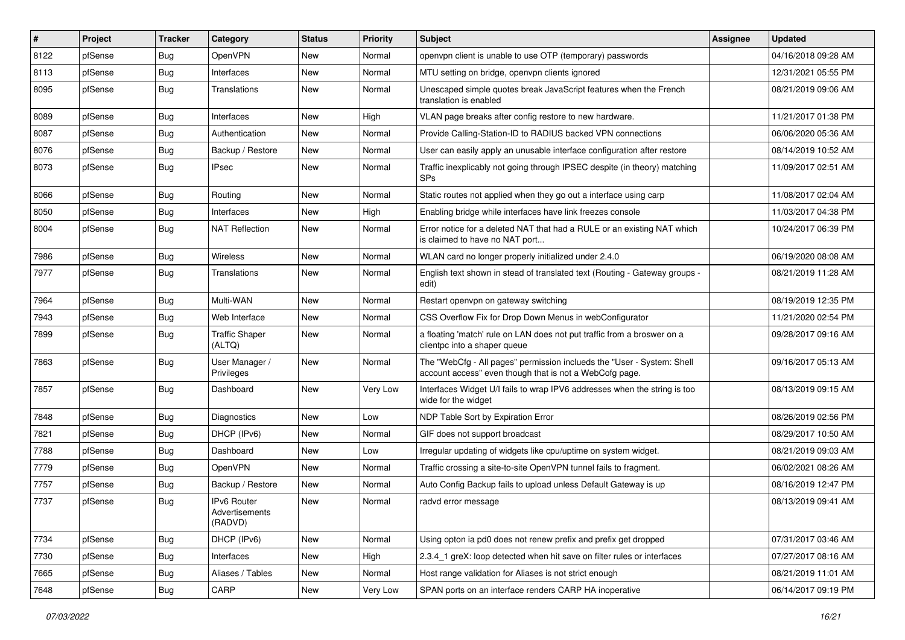| # | Project | Tracker | Category | Status | Priority | Subject | Assignee | Updated |
|---|---|---|---|---|---|---|---|---|
| 8122 | pfSense | Bug | OpenVPN | New | Normal | openvpn client is unable to use OTP (temporary) passwords | | 04/16/2018 09:28 AM |
| 8113 | pfSense | Bug | Interfaces | New | Normal | MTU setting on bridge, openvpn clients ignored | | 12/31/2021 05:55 PM |
| 8095 | pfSense | Bug | Translations | New | Normal | Unescaped simple quotes break JavaScript features when the French translation is enabled | | 08/21/2019 09:06 AM |
| 8089 | pfSense | Bug | Interfaces | New | High | VLAN page breaks after config restore to new hardware. | | 11/21/2017 01:38 PM |
| 8087 | pfSense | Bug | Authentication | New | Normal | Provide Calling-Station-ID to RADIUS backed VPN connections | | 06/06/2020 05:36 AM |
| 8076 | pfSense | Bug | Backup / Restore | New | Normal | User can easily apply an unusable interface configuration after restore | | 08/14/2019 10:52 AM |
| 8073 | pfSense | Bug | IPsec | New | Normal | Traffic inexplicably not going through IPSEC despite (in theory) matching SPs | | 11/09/2017 02:51 AM |
| 8066 | pfSense | Bug | Routing | New | Normal | Static routes not applied when they go out a interface using carp | | 11/08/2017 02:04 AM |
| 8050 | pfSense | Bug | Interfaces | New | High | Enabling bridge while interfaces have link freezes console | | 11/03/2017 04:38 PM |
| 8004 | pfSense | Bug | NAT Reflection | New | Normal | Error notice for a deleted NAT that had a RULE or an existing NAT which is claimed to have no NAT port... | | 10/24/2017 06:39 PM |
| 7986 | pfSense | Bug | Wireless | New | Normal | WLAN card no longer properly initialized under 2.4.0 | | 06/19/2020 08:08 AM |
| 7977 | pfSense | Bug | Translations | New | Normal | English text shown in stead of translated text (Routing - Gateway groups - edit) | | 08/21/2019 11:28 AM |
| 7964 | pfSense | Bug | Multi-WAN | New | Normal | Restart openvpn on gateway switching | | 08/19/2019 12:35 PM |
| 7943 | pfSense | Bug | Web Interface | New | Normal | CSS Overflow Fix for Drop Down Menus in webConfigurator | | 11/21/2020 02:54 PM |
| 7899 | pfSense | Bug | Traffic Shaper (ALTQ) | New | Normal | a floating 'match' rule on LAN does not put traffic from a broswer on a clientpc into a shaper queue | | 09/28/2017 09:16 AM |
| 7863 | pfSense | Bug | User Manager / Privileges | New | Normal | The "WebCfg - All pages" permission inclueds the "User - System: Shell account access" even though that is not a WebCofg page. | | 09/16/2017 05:13 AM |
| 7857 | pfSense | Bug | Dashboard | New | Very Low | Interfaces Widget U/I fails to wrap IPV6 addresses when the string is too wide for the widget | | 08/13/2019 09:15 AM |
| 7848 | pfSense | Bug | Diagnostics | New | Low | NDP Table Sort by Expiration Error | | 08/26/2019 02:56 PM |
| 7821 | pfSense | Bug | DHCP (IPv6) | New | Normal | GIF does not support broadcast | | 08/29/2017 10:50 AM |
| 7788 | pfSense | Bug | Dashboard | New | Low | Irregular updating of widgets like cpu/uptime on system widget. | | 08/21/2019 09:03 AM |
| 7779 | pfSense | Bug | OpenVPN | New | Normal | Traffic crossing a site-to-site OpenVPN tunnel fails to fragment. | | 06/02/2021 08:26 AM |
| 7757 | pfSense | Bug | Backup / Restore | New | Normal | Auto Config Backup fails to upload unless Default Gateway is up | | 08/16/2019 12:47 PM |
| 7737 | pfSense | Bug | IPv6 Router Advertisements (RADVD) | New | Normal | radvd error message | | 08/13/2019 09:41 AM |
| 7734 | pfSense | Bug | DHCP (IPv6) | New | Normal | Using opton ia pd0 does not renew prefix and prefix get dropped | | 07/31/2017 03:46 AM |
| 7730 | pfSense | Bug | Interfaces | New | High | 2.3.4_1 greX: loop detected when hit save on filter rules or interfaces | | 07/27/2017 08:16 AM |
| 7665 | pfSense | Bug | Aliases / Tables | New | Normal | Host range validation for Aliases is not strict enough | | 08/21/2019 11:01 AM |
| 7648 | pfSense | Bug | CARP | New | Very Low | SPAN ports on an interface renders CARP HA inoperative | | 06/14/2017 09:19 PM |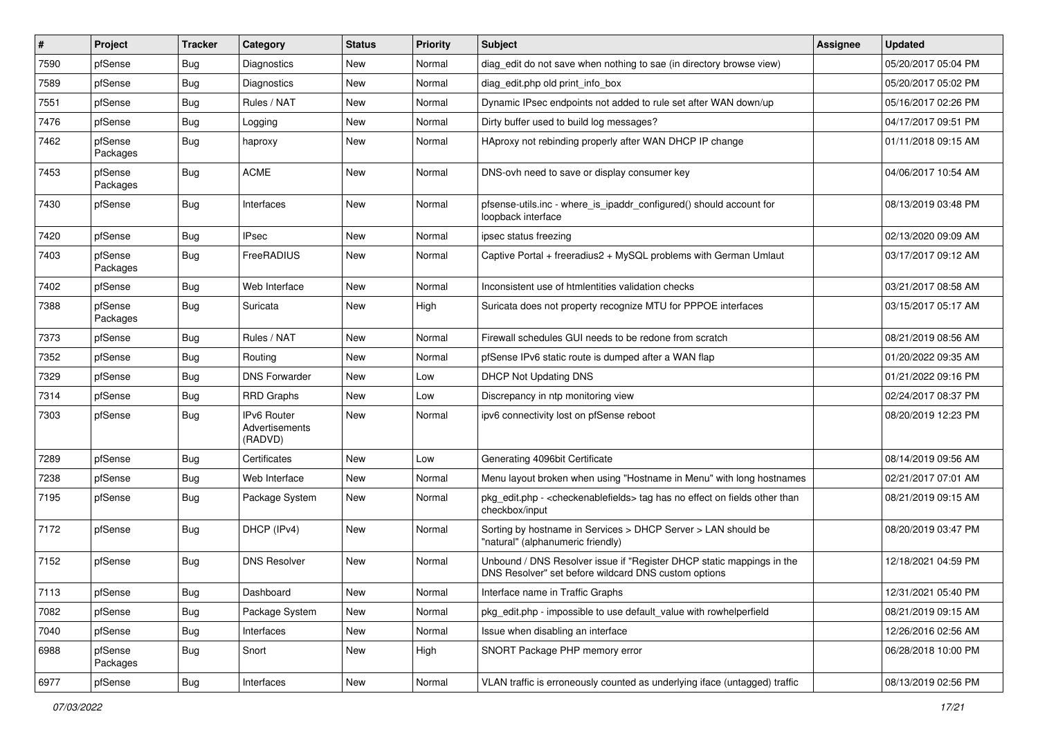| # | Project | Tracker | Category | Status | Priority | Subject | Assignee | Updated |
|---|---|---|---|---|---|---|---|---|
| 7590 | pfSense | Bug | Diagnostics | New | Normal | diag_edit do not save when nothing to sae (in directory browse view) | | 05/20/2017 05:04 PM |
| 7589 | pfSense | Bug | Diagnostics | New | Normal | diag_edit.php old print_info_box | | 05/20/2017 05:02 PM |
| 7551 | pfSense | Bug | Rules / NAT | New | Normal | Dynamic IPsec endpoints not added to rule set after WAN down/up | | 05/16/2017 02:26 PM |
| 7476 | pfSense | Bug | Logging | New | Normal | Dirty buffer used to build log messages? | | 04/17/2017 09:51 PM |
| 7462 | pfSense Packages | Bug | haproxy | New | Normal | HAproxy not rebinding properly after WAN DHCP IP change | | 01/11/2018 09:15 AM |
| 7453 | pfSense Packages | Bug | ACME | New | Normal | DNS-ovh need to save or display consumer key | | 04/06/2017 10:54 AM |
| 7430 | pfSense | Bug | Interfaces | New | Normal | pfsense-utils.inc - where_is_ipaddr_configured() should account for loopback interface | | 08/13/2019 03:48 PM |
| 7420 | pfSense | Bug | IPsec | New | Normal | ipsec status freezing | | 02/13/2020 09:09 AM |
| 7403 | pfSense Packages | Bug | FreeRADIUS | New | Normal | Captive Portal + freeradius2 + MySQL problems with German Umlaut | | 03/17/2017 09:12 AM |
| 7402 | pfSense | Bug | Web Interface | New | Normal | Inconsistent use of htmlentities validation checks | | 03/21/2017 08:58 AM |
| 7388 | pfSense Packages | Bug | Suricata | New | High | Suricata does not property recognize MTU for PPPOE interfaces | | 03/15/2017 05:17 AM |
| 7373 | pfSense | Bug | Rules / NAT | New | Normal | Firewall schedules GUI needs to be redone from scratch | | 08/21/2019 08:56 AM |
| 7352 | pfSense | Bug | Routing | New | Normal | pfSense IPv6 static route is dumped after a WAN flap | | 01/20/2022 09:35 AM |
| 7329 | pfSense | Bug | DNS Forwarder | New | Low | DHCP Not Updating DNS | | 01/21/2022 09:16 PM |
| 7314 | pfSense | Bug | RRD Graphs | New | Low | Discrepancy in ntp monitoring view | | 02/24/2017 08:37 PM |
| 7303 | pfSense | Bug | IPv6 Router Advertisements (RADVD) | New | Normal | ipv6 connectivity lost on pfSense reboot | | 08/20/2019 12:23 PM |
| 7289 | pfSense | Bug | Certificates | New | Low | Generating 4096bit Certificate | | 08/14/2019 09:56 AM |
| 7238 | pfSense | Bug | Web Interface | New | Normal | Menu layout broken when using "Hostname in Menu" with long hostnames | | 02/21/2017 07:01 AM |
| 7195 | pfSense | Bug | Package System | New | Normal | pkg_edit.php - <checkenablefields> tag has no effect on fields other than checkbox/input | | 08/21/2019 09:15 AM |
| 7172 | pfSense | Bug | DHCP (IPv4) | New | Normal | Sorting by hostname in Services > DHCP Server > LAN should be "natural" (alphanumeric friendly) | | 08/20/2019 03:47 PM |
| 7152 | pfSense | Bug | DNS Resolver | New | Normal | Unbound / DNS Resolver issue if "Register DHCP static mappings in the DNS Resolver" set before wildcard DNS custom options | | 12/18/2021 04:59 PM |
| 7113 | pfSense | Bug | Dashboard | New | Normal | Interface name in Traffic Graphs | | 12/31/2021 05:40 PM |
| 7082 | pfSense | Bug | Package System | New | Normal | pkg_edit.php - impossible to use default_value with rowhelperfield | | 08/21/2019 09:15 AM |
| 7040 | pfSense | Bug | Interfaces | New | Normal | Issue when disabling an interface | | 12/26/2016 02:56 AM |
| 6988 | pfSense Packages | Bug | Snort | New | High | SNORT Package PHP memory error | | 06/28/2018 10:00 PM |
| 6977 | pfSense | Bug | Interfaces | New | Normal | VLAN traffic is erroneously counted as underlying iface (untagged) traffic | | 08/13/2019 02:56 PM |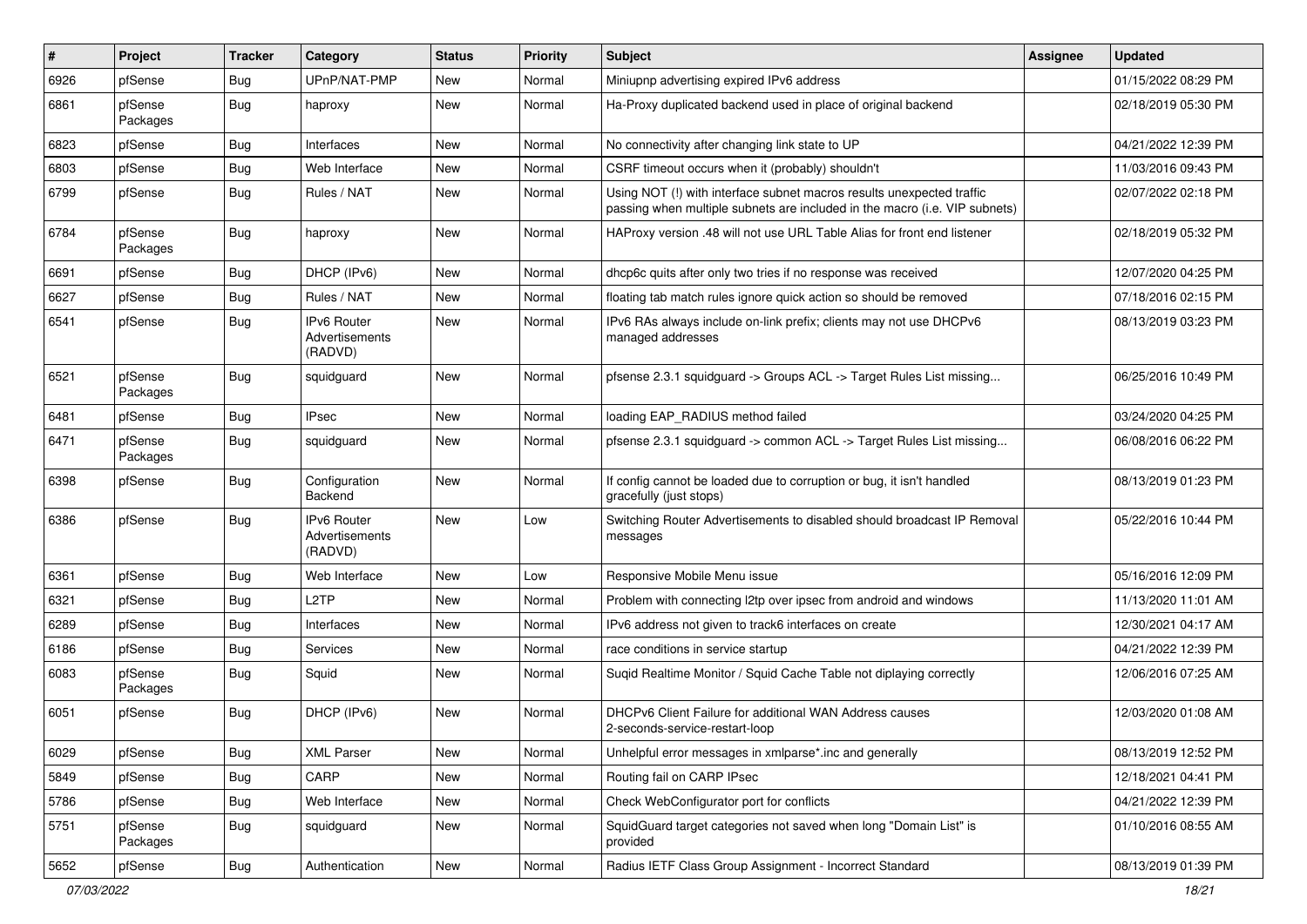| # | Project | Tracker | Category | Status | Priority | Subject | Assignee | Updated |
|---|---|---|---|---|---|---|---|---|
| 6926 | pfSense | Bug | UPnP/NAT-PMP | New | Normal | Miniupnp advertising expired IPv6 address | | 01/15/2022 08:29 PM |
| 6861 | pfSense Packages | Bug | haproxy | New | Normal | Ha-Proxy duplicated backend used in place of original backend | | 02/18/2019 05:30 PM |
| 6823 | pfSense | Bug | Interfaces | New | Normal | No connectivity after changing link state to UP | | 04/21/2022 12:39 PM |
| 6803 | pfSense | Bug | Web Interface | New | Normal | CSRF timeout occurs when it (probably) shouldn't | | 11/03/2016 09:43 PM |
| 6799 | pfSense | Bug | Rules / NAT | New | Normal | Using NOT (!) with interface subnet macros results unexpected traffic passing when multiple subnets are included in the macro (i.e. VIP subnets) | | 02/07/2022 02:18 PM |
| 6784 | pfSense Packages | Bug | haproxy | New | Normal | HAProxy version .48 will not use URL Table Alias for front end listener | | 02/18/2019 05:32 PM |
| 6691 | pfSense | Bug | DHCP (IPv6) | New | Normal | dhcp6c quits after only two tries if no response was received | | 12/07/2020 04:25 PM |
| 6627 | pfSense | Bug | Rules / NAT | New | Normal | floating tab match rules ignore quick action so should be removed | | 07/18/2016 02:15 PM |
| 6541 | pfSense | Bug | IPv6 Router Advertisements (RADVD) | New | Normal | IPv6 RAs always include on-link prefix; clients may not use DHCPv6 managed addresses | | 08/13/2019 03:23 PM |
| 6521 | pfSense Packages | Bug | squidguard | New | Normal | pfsense 2.3.1 squidguard -> Groups ACL -> Target Rules List missing... | | 06/25/2016 10:49 PM |
| 6481 | pfSense | Bug | IPsec | New | Normal | loading EAP_RADIUS method failed | | 03/24/2020 04:25 PM |
| 6471 | pfSense Packages | Bug | squidguard | New | Normal | pfsense 2.3.1 squidguard -> common ACL -> Target Rules List missing... | | 06/08/2016 06:22 PM |
| 6398 | pfSense | Bug | Configuration Backend | New | Normal | If config cannot be loaded due to corruption or bug, it isn't handled gracefully (just stops) | | 08/13/2019 01:23 PM |
| 6386 | pfSense | Bug | IPv6 Router Advertisements (RADVD) | New | Low | Switching Router Advertisements to disabled should broadcast IP Removal messages | | 05/22/2016 10:44 PM |
| 6361 | pfSense | Bug | Web Interface | New | Low | Responsive Mobile Menu issue | | 05/16/2016 12:09 PM |
| 6321 | pfSense | Bug | L2TP | New | Normal | Problem with connecting l2tp over ipsec from android and windows | | 11/13/2020 11:01 AM |
| 6289 | pfSense | Bug | Interfaces | New | Normal | IPv6 address not given to track6 interfaces on create | | 12/30/2021 04:17 AM |
| 6186 | pfSense | Bug | Services | New | Normal | race conditions in service startup | | 04/21/2022 12:39 PM |
| 6083 | pfSense Packages | Bug | Squid | New | Normal | Suqid Realtime Monitor / Squid Cache Table not diplaying correctly | | 12/06/2016 07:25 AM |
| 6051 | pfSense | Bug | DHCP (IPv6) | New | Normal | DHCPv6 Client Failure for additional WAN Address causes 2-seconds-service-restart-loop | | 12/03/2020 01:08 AM |
| 6029 | pfSense | Bug | XML Parser | New | Normal | Unhelpful error messages in xmlparse*.inc and generally | | 08/13/2019 12:52 PM |
| 5849 | pfSense | Bug | CARP | New | Normal | Routing fail on CARP IPsec | | 12/18/2021 04:41 PM |
| 5786 | pfSense | Bug | Web Interface | New | Normal | Check WebConfigurator port for conflicts | | 04/21/2022 12:39 PM |
| 5751 | pfSense Packages | Bug | squidguard | New | Normal | SquidGuard target categories not saved when long "Domain List" is provided | | 01/10/2016 08:55 AM |
| 5652 | pfSense | Bug | Authentication | New | Normal | Radius IETF Class Group Assignment - Incorrect Standard | | 08/13/2019 01:39 PM |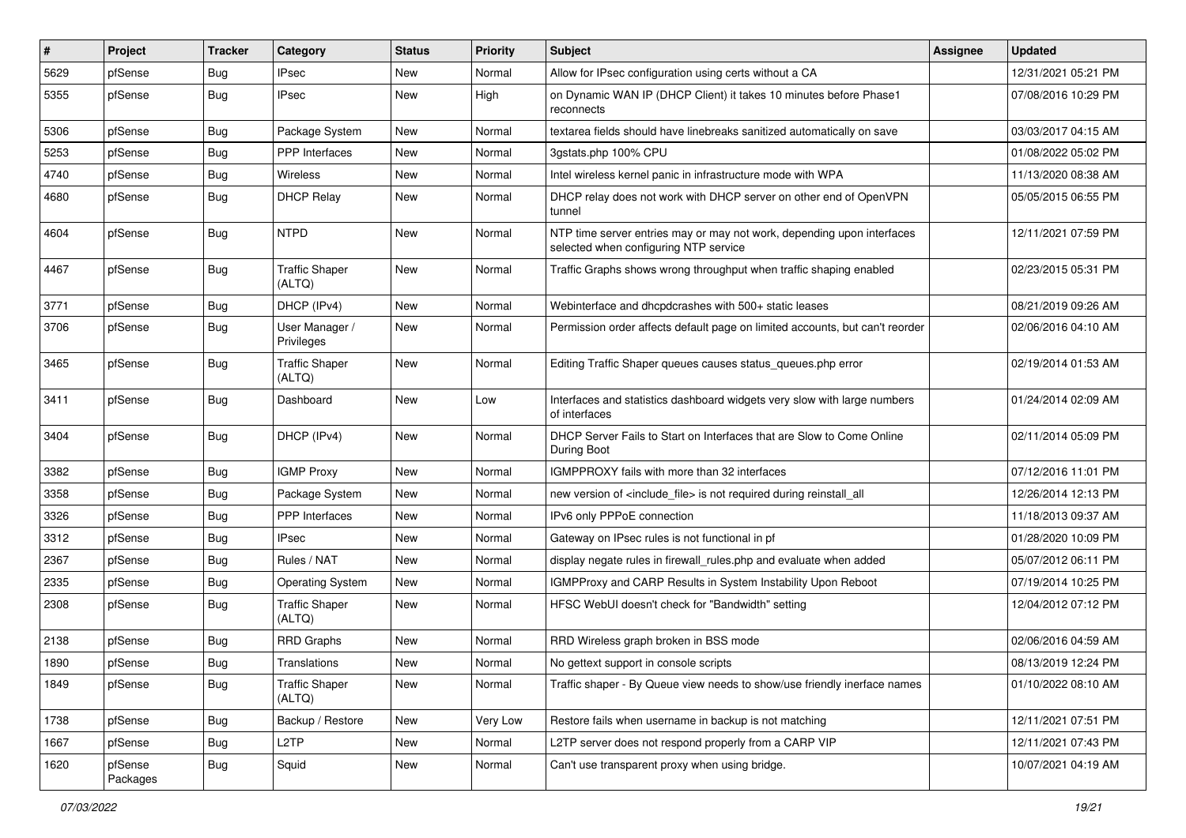| # | Project | Tracker | Category | Status | Priority | Subject | Assignee | Updated |
|---|---|---|---|---|---|---|---|---|
| 5629 | pfSense | Bug | IPsec | New | Normal | Allow for IPsec configuration using certs without a CA | | 12/31/2021 05:21 PM |
| 5355 | pfSense | Bug | IPsec | New | High | on Dynamic WAN IP (DHCP Client) it takes 10 minutes before Phase1 reconnects | | 07/08/2016 10:29 PM |
| 5306 | pfSense | Bug | Package System | New | Normal | textarea fields should have linebreaks sanitized automatically on save | | 03/03/2017 04:15 AM |
| 5253 | pfSense | Bug | PPP Interfaces | New | Normal | 3gstats.php 100% CPU | | 01/08/2022 05:02 PM |
| 4740 | pfSense | Bug | Wireless | New | Normal | Intel wireless kernel panic in infrastructure mode with WPA | | 11/13/2020 08:38 AM |
| 4680 | pfSense | Bug | DHCP Relay | New | Normal | DHCP relay does not work with DHCP server on other end of OpenVPN tunnel | | 05/05/2015 06:55 PM |
| 4604 | pfSense | Bug | NTPD | New | Normal | NTP time server entries may or may not work, depending upon interfaces selected when configuring NTP service | | 12/11/2021 07:59 PM |
| 4467 | pfSense | Bug | Traffic Shaper (ALTQ) | New | Normal | Traffic Graphs shows wrong throughput when traffic shaping enabled | | 02/23/2015 05:31 PM |
| 3771 | pfSense | Bug | DHCP (IPv4) | New | Normal | Webinterface and dhcpdcrashes with 500+ static leases | | 08/21/2019 09:26 AM |
| 3706 | pfSense | Bug | User Manager / Privileges | New | Normal | Permission order affects default page on limited accounts, but can't reorder | | 02/06/2016 04:10 AM |
| 3465 | pfSense | Bug | Traffic Shaper (ALTQ) | New | Normal | Editing Traffic Shaper queues causes status_queues.php error | | 02/19/2014 01:53 AM |
| 3411 | pfSense | Bug | Dashboard | New | Low | Interfaces and statistics dashboard widgets very slow with large numbers of interfaces | | 01/24/2014 02:09 AM |
| 3404 | pfSense | Bug | DHCP (IPv4) | New | Normal | DHCP Server Fails to Start on Interfaces that are Slow to Come Online During Boot | | 02/11/2014 05:09 PM |
| 3382 | pfSense | Bug | IGMP Proxy | New | Normal | IGMPPROXY fails with more than 32 interfaces | | 07/12/2016 11:01 PM |
| 3358 | pfSense | Bug | Package System | New | Normal | new version of <include_file> is not required during reinstall_all | | 12/26/2014 12:13 PM |
| 3326 | pfSense | Bug | PPP Interfaces | New | Normal | IPv6 only PPPoE connection | | 11/18/2013 09:37 AM |
| 3312 | pfSense | Bug | IPsec | New | Normal | Gateway on IPsec rules is not functional in pf | | 01/28/2020 10:09 PM |
| 2367 | pfSense | Bug | Rules / NAT | New | Normal | display negate rules in firewall_rules.php and evaluate when added | | 05/07/2012 06:11 PM |
| 2335 | pfSense | Bug | Operating System | New | Normal | IGMPProxy and CARP Results in System Instability Upon Reboot | | 07/19/2014 10:25 PM |
| 2308 | pfSense | Bug | Traffic Shaper (ALTQ) | New | Normal | HFSC WebUI doesn't check for "Bandwidth" setting | | 12/04/2012 07:12 PM |
| 2138 | pfSense | Bug | RRD Graphs | New | Normal | RRD Wireless graph broken in BSS mode | | 02/06/2016 04:59 AM |
| 1890 | pfSense | Bug | Translations | New | Normal | No gettext support in console scripts | | 08/13/2019 12:24 PM |
| 1849 | pfSense | Bug | Traffic Shaper (ALTQ) | New | Normal | Traffic shaper - By Queue view needs to show/use friendly inerface names | | 01/10/2022 08:10 AM |
| 1738 | pfSense | Bug | Backup / Restore | New | Very Low | Restore fails when username in backup is not matching | | 12/11/2021 07:51 PM |
| 1667 | pfSense | Bug | L2TP | New | Normal | L2TP server does not respond properly from a CARP VIP | | 12/11/2021 07:43 PM |
| 1620 | pfSense Packages | Bug | Squid | New | Normal | Can't use transparent proxy when using bridge. | | 10/07/2021 04:19 AM |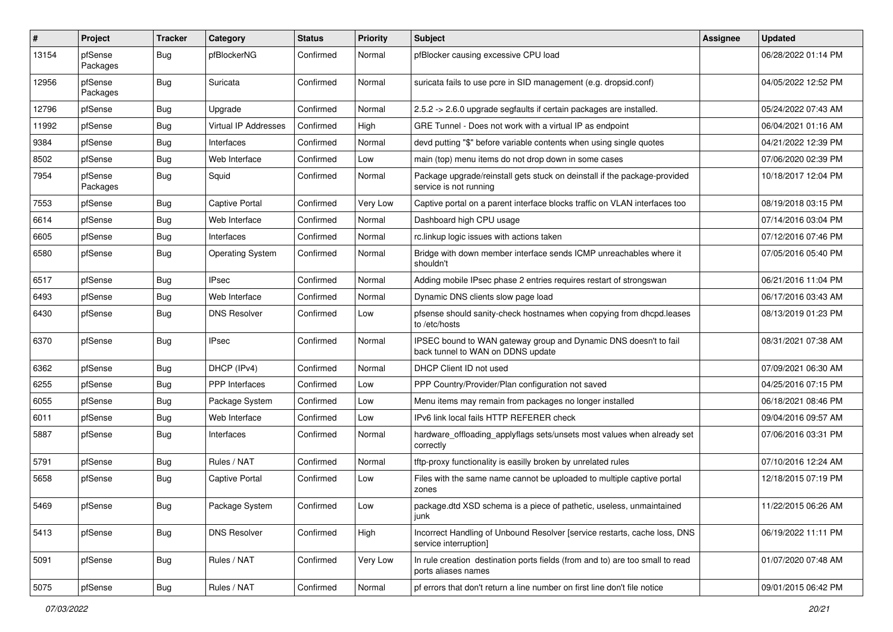| # | Project | Tracker | Category | Status | Priority | Subject | Assignee | Updated |
|---|---|---|---|---|---|---|---|---|
| 13154 | pfSense Packages | Bug | pfBlockerNG | Confirmed | Normal | pfBlocker causing excessive CPU load | | 06/28/2022 01:14 PM |
| 12956 | pfSense Packages | Bug | Suricata | Confirmed | Normal | suricata fails to use pcre in SID management (e.g. dropsid.conf) | | 04/05/2022 12:52 PM |
| 12796 | pfSense | Bug | Upgrade | Confirmed | Normal | 2.5.2 -> 2.6.0 upgrade segfaults if certain packages are installed. | | 05/24/2022 07:43 AM |
| 11992 | pfSense | Bug | Virtual IP Addresses | Confirmed | High | GRE Tunnel - Does not work with a virtual IP as endpoint | | 06/04/2021 01:16 AM |
| 9384 | pfSense | Bug | Interfaces | Confirmed | Normal | devd putting "$" before variable contents when using single quotes | | 04/21/2022 12:39 PM |
| 8502 | pfSense | Bug | Web Interface | Confirmed | Low | main (top) menu items do not drop down in some cases | | 07/06/2020 02:39 PM |
| 7954 | pfSense Packages | Bug | Squid | Confirmed | Normal | Package upgrade/reinstall gets stuck on deinstall if the package-provided service is not running | | 10/18/2017 12:04 PM |
| 7553 | pfSense | Bug | Captive Portal | Confirmed | Very Low | Captive portal on a parent interface blocks traffic on VLAN interfaces too | | 08/19/2018 03:15 PM |
| 6614 | pfSense | Bug | Web Interface | Confirmed | Normal | Dashboard high CPU usage | | 07/14/2016 03:04 PM |
| 6605 | pfSense | Bug | Interfaces | Confirmed | Normal | rc.linkup logic issues with actions taken | | 07/12/2016 07:46 PM |
| 6580 | pfSense | Bug | Operating System | Confirmed | Normal | Bridge with down member interface sends ICMP unreachables where it shouldn't | | 07/05/2016 05:40 PM |
| 6517 | pfSense | Bug | IPsec | Confirmed | Normal | Adding mobile IPsec phase 2 entries requires restart of strongswan | | 06/21/2016 11:04 PM |
| 6493 | pfSense | Bug | Web Interface | Confirmed | Normal | Dynamic DNS clients slow page load | | 06/17/2016 03:43 AM |
| 6430 | pfSense | Bug | DNS Resolver | Confirmed | Low | pfsense should sanity-check hostnames when copying from dhcpd.leases to /etc/hosts | | 08/13/2019 01:23 PM |
| 6370 | pfSense | Bug | IPsec | Confirmed | Normal | IPSEC bound to WAN gateway group and Dynamic DNS doesn't to fail back tunnel to WAN on DDNS update | | 08/31/2021 07:38 AM |
| 6362 | pfSense | Bug | DHCP (IPv4) | Confirmed | Normal | DHCP Client ID not used | | 07/09/2021 06:30 AM |
| 6255 | pfSense | Bug | PPP Interfaces | Confirmed | Low | PPP Country/Provider/Plan configuration not saved | | 04/25/2016 07:15 PM |
| 6055 | pfSense | Bug | Package System | Confirmed | Low | Menu items may remain from packages no longer installed | | 06/18/2021 08:46 PM |
| 6011 | pfSense | Bug | Web Interface | Confirmed | Low | IPv6 link local fails HTTP REFERER check | | 09/04/2016 09:57 AM |
| 5887 | pfSense | Bug | Interfaces | Confirmed | Normal | hardware_offloading_applyflags sets/unsets most values when already set correctly | | 07/06/2016 03:31 PM |
| 5791 | pfSense | Bug | Rules / NAT | Confirmed | Normal | tftp-proxy functionality is easilly broken by unrelated rules | | 07/10/2016 12:24 AM |
| 5658 | pfSense | Bug | Captive Portal | Confirmed | Low | Files with the same name cannot be uploaded to multiple captive portal zones | | 12/18/2015 07:19 PM |
| 5469 | pfSense | Bug | Package System | Confirmed | Low | package.dtd XSD schema is a piece of pathetic, useless, unmaintained junk | | 11/22/2015 06:26 AM |
| 5413 | pfSense | Bug | DNS Resolver | Confirmed | High | Incorrect Handling of Unbound Resolver [service restarts, cache loss, DNS service interruption] | | 06/19/2022 11:11 PM |
| 5091 | pfSense | Bug | Rules / NAT | Confirmed | Very Low | In rule creation  destination ports fields (from and to) are too small to read ports aliases names | | 01/07/2020 07:48 AM |
| 5075 | pfSense | Bug | Rules / NAT | Confirmed | Normal | pf errors that don't return a line number on first line don't file notice | | 09/01/2015 06:42 PM |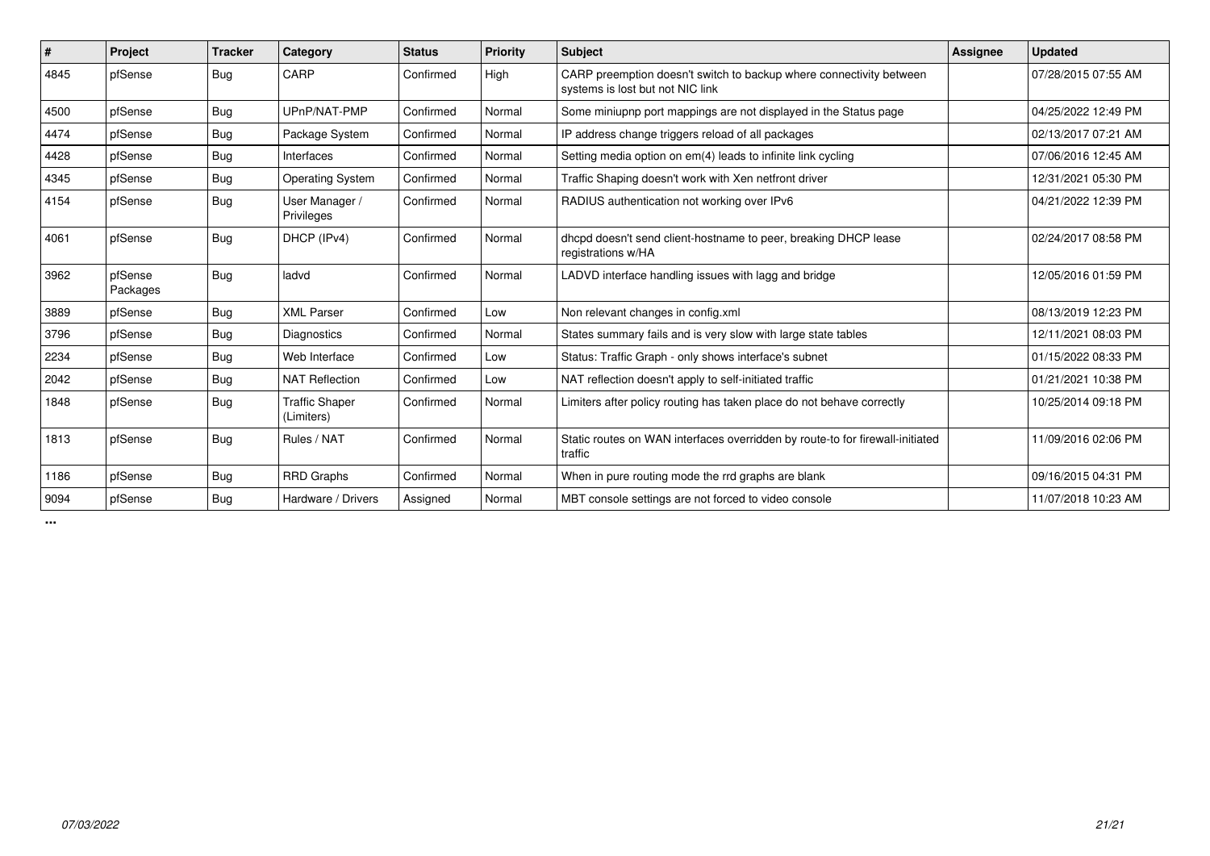| # | Project | Tracker | Category | Status | Priority | Subject | Assignee | Updated |
|---|---|---|---|---|---|---|---|---|
| 4845 | pfSense | Bug | CARP | Confirmed | High | CARP preemption doesn't switch to backup where connectivity between systems is lost but not NIC link | | 07/28/2015 07:55 AM |
| 4500 | pfSense | Bug | UPnP/NAT-PMP | Confirmed | Normal | Some miniupnp port mappings are not displayed in the Status page | | 04/25/2022 12:49 PM |
| 4474 | pfSense | Bug | Package System | Confirmed | Normal | IP address change triggers reload of all packages | | 02/13/2017 07:21 AM |
| 4428 | pfSense | Bug | Interfaces | Confirmed | Normal | Setting media option on em(4) leads to infinite link cycling | | 07/06/2016 12:45 AM |
| 4345 | pfSense | Bug | Operating System | Confirmed | Normal | Traffic Shaping doesn't work with Xen netfront driver | | 12/31/2021 05:30 PM |
| 4154 | pfSense | Bug | User Manager / Privileges | Confirmed | Normal | RADIUS authentication not working over IPv6 | | 04/21/2022 12:39 PM |
| 4061 | pfSense | Bug | DHCP (IPv4) | Confirmed | Normal | dhcpd doesn't send client-hostname to peer, breaking DHCP lease registrations w/HA | | 02/24/2017 08:58 PM |
| 3962 | pfSense Packages | Bug | ladvd | Confirmed | Normal | LADVD interface handling issues with lagg and bridge | | 12/05/2016 01:59 PM |
| 3889 | pfSense | Bug | XML Parser | Confirmed | Low | Non relevant changes in config.xml | | 08/13/2019 12:23 PM |
| 3796 | pfSense | Bug | Diagnostics | Confirmed | Normal | States summary fails and is very slow with large state tables | | 12/11/2021 08:03 PM |
| 2234 | pfSense | Bug | Web Interface | Confirmed | Low | Status: Traffic Graph - only shows interface's subnet | | 01/15/2022 08:33 PM |
| 2042 | pfSense | Bug | NAT Reflection | Confirmed | Low | NAT reflection doesn't apply to self-initiated traffic | | 01/21/2021 10:38 PM |
| 1848 | pfSense | Bug | Traffic Shaper (Limiters) | Confirmed | Normal | Limiters after policy routing has taken place do not behave correctly | | 10/25/2014 09:18 PM |
| 1813 | pfSense | Bug | Rules / NAT | Confirmed | Normal | Static routes on WAN interfaces overridden by route-to for firewall-initiated traffic | | 11/09/2016 02:06 PM |
| 1186 | pfSense | Bug | RRD Graphs | Confirmed | Normal | When in pure routing mode the rrd graphs are blank | | 09/16/2015 04:31 PM |
| 9094 | pfSense | Bug | Hardware / Drivers | Assigned | Normal | MBT console settings are not forced to video console | | 11/07/2018 10:23 AM |

...